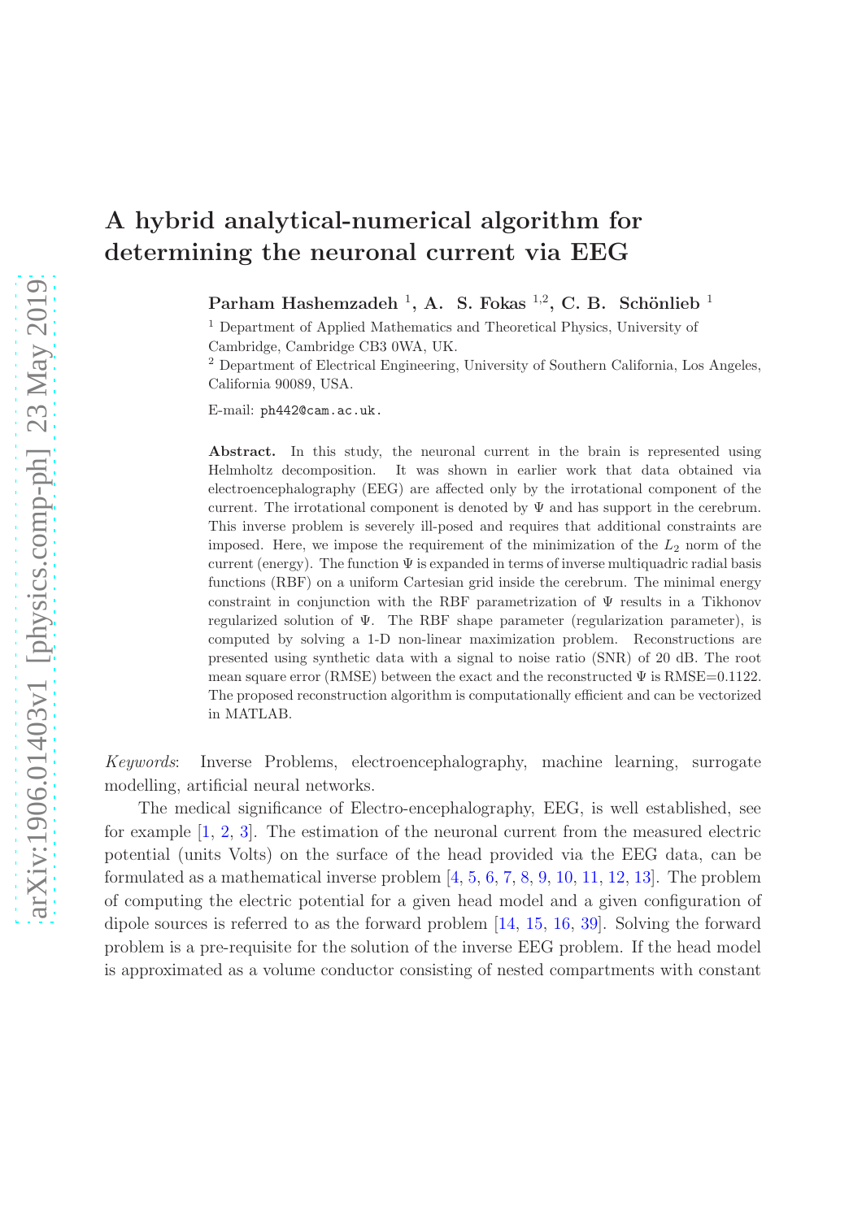# A hybrid analytical-numerical algorithm for determining the neuronal current via EEG

**Parham Hashemzadeh [1], A. S. Fokas [1,2], C. B. Schönlieb [1]**

[1] Department of Applied Mathematics and Theoretical Physics, University of Cambridge, Cambridge CB3 0WA, UK.

[2] Department of Electrical Engineering, University of Southern California, Los Angeles, California 90089, USA.

E-mail: ph442@cam.ac.uk.

**Abstract.** In this study, the neuronal current in the brain is represented using Helmholtz decomposition. It was shown in earlier work that data obtained via electroencephalography (EEG) are affected only by the irrotational component of the current. The irrotational component is denoted by $\Psi$ and has support in the cerebrum. This inverse problem is severely ill-posed and requires that additional constraints are imposed. Here, we impose the requirement of the minimization of the $L_2$ norm of the current (energy). The function $\Psi$ is expanded in terms of inverse multiquadric radial basis functions (RBF) on a uniform Cartesian grid inside the cerebrum. The minimal energy constraint in conjunction with the RBF parametrization of $\Psi$ results in a Tikhonov regularized solution of $\Psi$. The RBF shape parameter (regularization parameter), is computed by solving a 1-D non-linear maximization problem. Reconstructions are presented using synthetic data with a signal to noise ratio (SNR) of 20 dB. The root mean square error (RMSE) between the exact and the reconstructed $\Psi$ is RMSE=0.1122. The proposed reconstruction algorithm is computationally efficient and can be vectorized in MATLAB.

*Keywords*: Inverse Problems, electroencephalography, machine learning, surrogate modelling, artificial neural networks.

The medical significance of Electro-encephalography, EEG, is well established, see for example [1, 2, 3]. The estimation of the neuronal current from the measured electric potential (units Volts) on the surface of the head provided via the EEG data, can be formulated as a mathematical inverse problem [4, 5, 6, 7, 8, 9, 10, 11, 12, 13]. The problem of computing the electric potential for a given head model and a given configuration of dipole sources is referred to as the forward problem [14, 15, 16, 39]. Solving the forward problem is a pre-requisite for the solution of the inverse EEG problem. If the head model is approximated as a volume conductor consisting of nested compartments with constant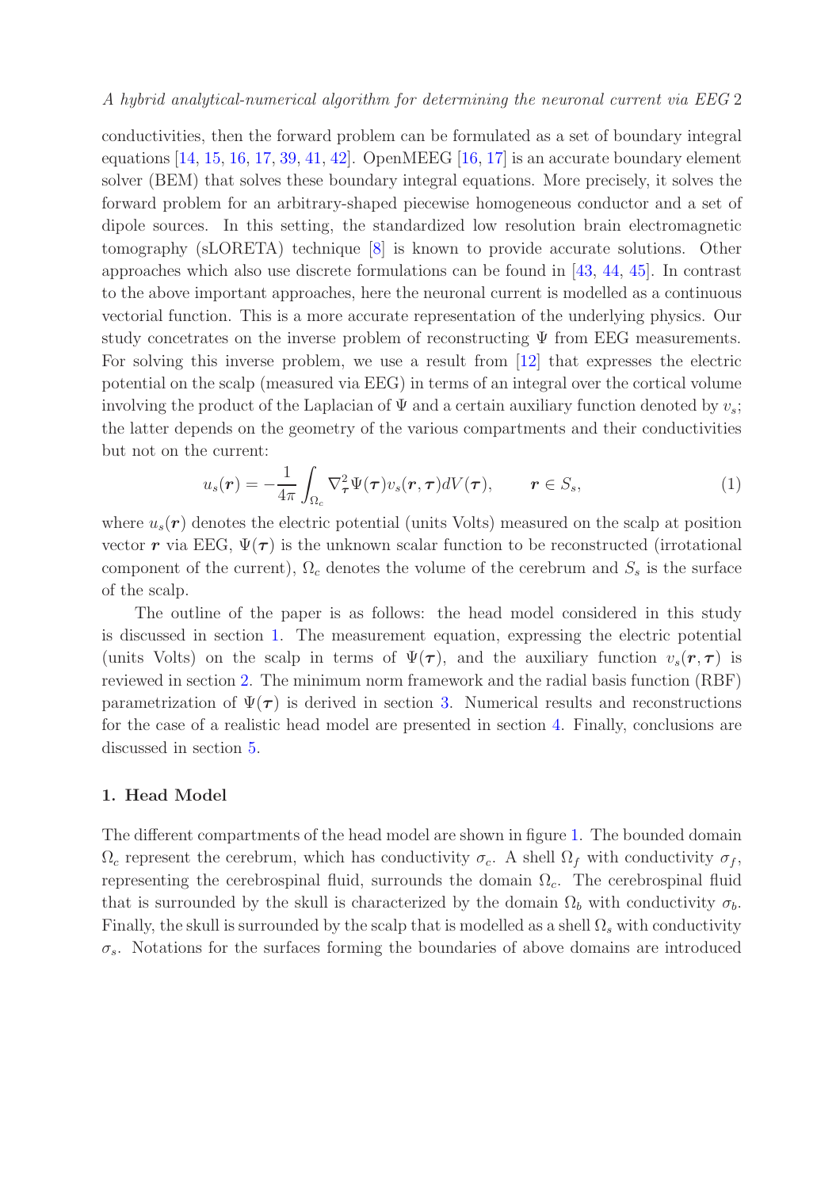conductivities, then the forward problem can be formulated as a set of boundary integral equations [14, 15, 16, 17, 39, 41, 42]. OpenMEEG [16, 17] is an accurate boundary element solver (BEM) that solves these boundary integral equations. More precisely, it solves the forward problem for an arbitrary-shaped piecewise homogeneous conductor and a set of dipole sources. In this setting, the standardized low resolution brain electromagnetic tomography (sLORETA) technique [8] is known to provide accurate solutions. Other approaches which also use discrete formulations can be found in [43, 44, 45]. In contrast to the above important approaches, here the neuronal current is modelled as a continuous vectorial function. This is a more accurate representation of the underlying physics. Our study concetrates on the inverse problem of reconstructing $\Psi$ from EEG measurements. For solving this inverse problem, we use a result from [12] that expresses the electric potential on the scalp (measured via EEG) in terms of an integral over the cortical volume involving the product of the Laplacian of $\Psi$ and a certain auxiliary function denoted by $v_s$; the latter depends on the geometry of the various compartments and their conductivities but not on the current:

$$u_s(\boldsymbol{r}) = -\frac{1}{4\pi}\int_{\Omega_c} \nabla^2_{\boldsymbol{\tau}}\Psi(\boldsymbol{\tau})v_s(\boldsymbol{r},\boldsymbol{\tau})dV(\boldsymbol{\tau}), \qquad \boldsymbol{r}\in S_s, \tag{1}$$

where $u_s(\boldsymbol{r})$ denotes the electric potential (units Volts) measured on the scalp at position vector $\boldsymbol{r}$ via EEG, $\Psi(\boldsymbol{\tau})$ is the unknown scalar function to be reconstructed (irrotational component of the current), $\Omega_c$ denotes the volume of the cerebrum and $S_s$ is the surface of the scalp.

The outline of the paper is as follows: the head model considered in this study is discussed in section 1. The measurement equation, expressing the electric potential (units Volts) on the scalp in terms of $\Psi(\boldsymbol{\tau})$, and the auxiliary function $v_s(\boldsymbol{r},\boldsymbol{\tau})$ is reviewed in section 2. The minimum norm framework and the radial basis function (RBF) parametrization of $\Psi(\boldsymbol{\tau})$ is derived in section 3. Numerical results and reconstructions for the case of a realistic head model are presented in section 4. Finally, conclusions are discussed in section 5.

## 1. Head Model

The different compartments of the head model are shown in figure 1. The bounded domain $\Omega_c$ represent the cerebrum, which has conductivity $\sigma_c$. A shell $\Omega_f$ with conductivity $\sigma_f$, representing the cerebrospinal fluid, surrounds the domain $\Omega_c$. The cerebrospinal fluid that is surrounded by the skull is characterized by the domain $\Omega_b$ with conductivity $\sigma_b$. Finally, the skull is surrounded by the scalp that is modelled as a shell $\Omega_s$ with conductivity $\sigma_s$. Notations for the surfaces forming the boundaries of above domains are introduced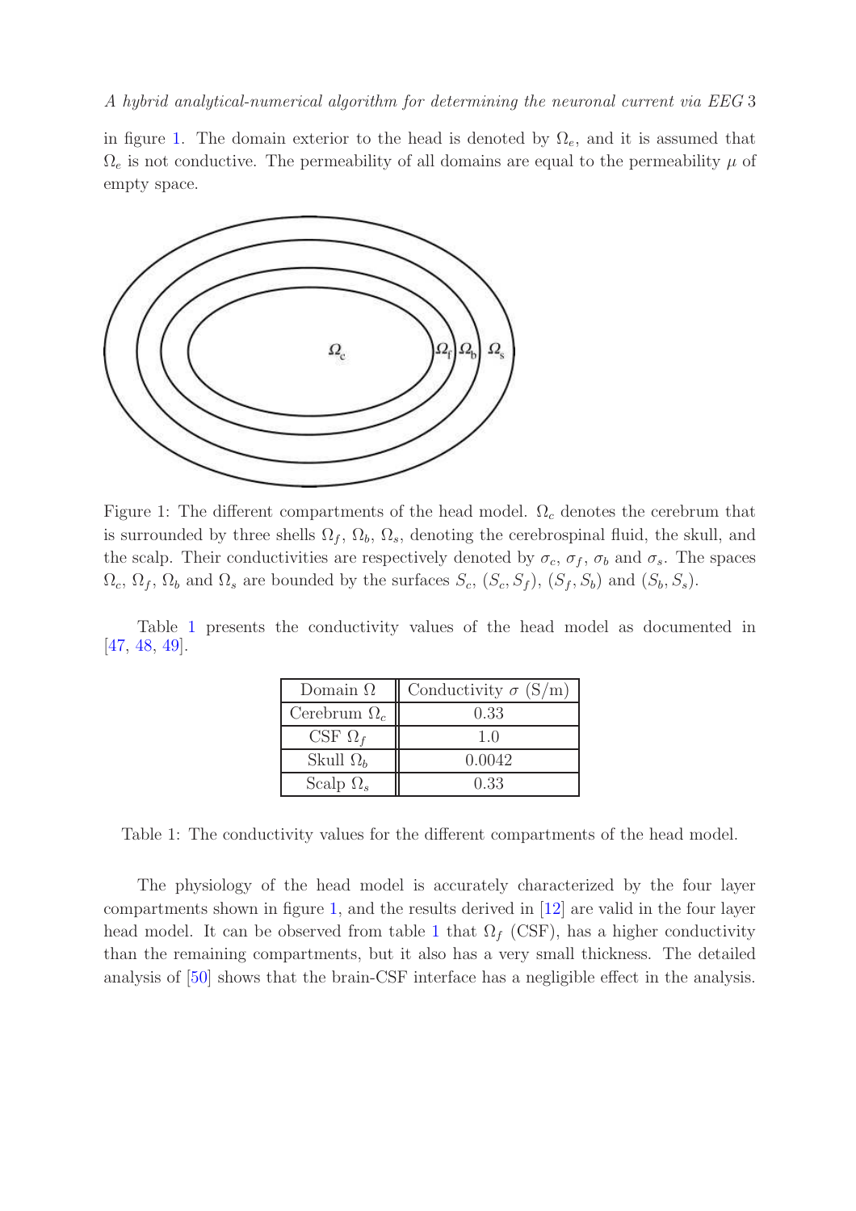in figure 1. The domain exterior to the head is denoted by $\Omega_e$, and it is assumed that $\Omega_e$ is not conductive. The permeability of all domains are equal to the permeability $\mu$ of empty space.

Figure 1: The different compartments of the head model. $\Omega_c$ denotes the cerebrum that is surrounded by three shells $\Omega_f$, $\Omega_b$, $\Omega_s$, denoting the cerebrospinal fluid, the skull, and the scalp. Their conductivities are respectively denoted by $\sigma_c$, $\sigma_f$, $\sigma_b$ and $\sigma_s$. The spaces $\Omega_c$, $\Omega_f$, $\Omega_b$ and $\Omega_s$ are bounded by the surfaces $S_c$, $(S_c, S_f)$, $(S_f, S_b)$ and $(S_b, S_s)$.

Table 1 presents the conductivity values of the head model as documented in [47, 48, 49].

| Domain $\Omega$ | Conductivity $\sigma$ (S/m) |
|---|---|
| Cerebrum $\Omega_c$ | 0.33 |
| CSF $\Omega_f$ | 1.0 |
| Skull $\Omega_b$ | 0.0042 |
| Scalp $\Omega_s$ | 0.33 |

Table 1: The conductivity values for the different compartments of the head model.

The physiology of the head model is accurately characterized by the four layer compartments shown in figure 1, and the results derived in [12] are valid in the four layer head model. It can be observed from table 1 that $\Omega_f$ (CSF), has a higher conductivity than the remaining compartments, but it also has a very small thickness. The detailed analysis of [50] shows that the brain-CSF interface has a negligible effect in the analysis.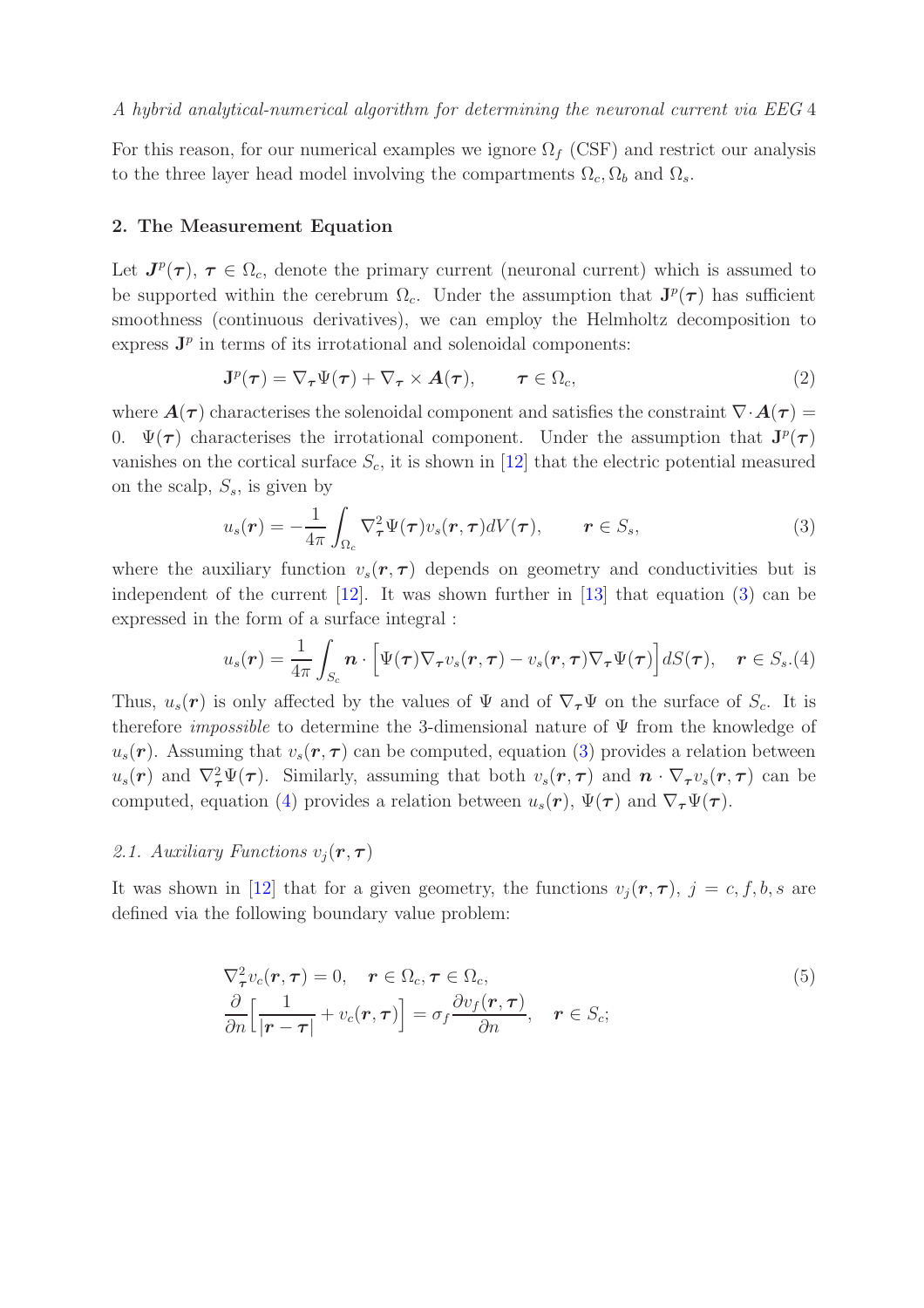For this reason, for our numerical examples we ignore $\Omega_f$ (CSF) and restrict our analysis to the three layer head model involving the compartments $\Omega_c, \Omega_b$ and $\Omega_s$.

## 2. The Measurement Equation

Let $\boldsymbol{J}^p(\boldsymbol{\tau})$, $\boldsymbol{\tau} \in \Omega_c$, denote the primary current (neuronal current) which is assumed to be supported within the cerebrum $\Omega_c$. Under the assumption that $\mathbf{J}^p(\boldsymbol{\tau})$ has sufficient smoothness (continuous derivatives), we can employ the Helmholtz decomposition to express $\mathbf{J}^p$ in terms of its irrotational and solenoidal components:

$$\mathbf{J}^p(\boldsymbol{\tau}) = \nabla_{\boldsymbol{\tau}} \Psi(\boldsymbol{\tau}) + \nabla_{\boldsymbol{\tau}} \times \boldsymbol{A}(\boldsymbol{\tau}), \qquad \boldsymbol{\tau} \in \Omega_c, \tag{2}$$

where $\boldsymbol{A}(\boldsymbol{\tau})$ characterises the solenoidal component and satisfies the constraint $\nabla \cdot \boldsymbol{A}(\boldsymbol{\tau}) = 0$. $\Psi(\boldsymbol{\tau})$ characterises the irrotational component. Under the assumption that $\mathbf{J}^p(\boldsymbol{\tau})$ vanishes on the cortical surface $S_c$, it is shown in [12] that the electric potential measured on the scalp, $S_s$, is given by

$$u_s(\boldsymbol{r}) = -\frac{1}{4\pi} \int_{\Omega_c} \nabla^2_{\boldsymbol{\tau}} \Psi(\boldsymbol{\tau}) v_s(\boldsymbol{r}, \boldsymbol{\tau}) dV(\boldsymbol{\tau}), \qquad \boldsymbol{r} \in S_s, \tag{3}$$

where the auxiliary function $v_s(\boldsymbol{r}, \boldsymbol{\tau})$ depends on geometry and conductivities but is independent of the current [12]. It was shown further in [13] that equation (3) can be expressed in the form of a surface integral :

$$u_s(\boldsymbol{r}) = \frac{1}{4\pi} \int_{S_c} \boldsymbol{n} \cdot \Big[ \Psi(\boldsymbol{\tau}) \nabla_{\boldsymbol{\tau}} v_s(\boldsymbol{r}, \boldsymbol{\tau}) - v_s(\boldsymbol{r}, \boldsymbol{\tau}) \nabla_{\boldsymbol{\tau}} \Psi(\boldsymbol{\tau}) \Big] dS(\boldsymbol{\tau}), \quad \boldsymbol{r} \in S_s. \tag{4}$$

Thus, $u_s(\boldsymbol{r})$ is only affected by the values of $\Psi$ and of $\nabla_{\boldsymbol{\tau}} \Psi$ on the surface of $S_c$. It is therefore *impossible* to determine the 3-dimensional nature of $\Psi$ from the knowledge of $u_s(\boldsymbol{r})$. Assuming that $v_s(\boldsymbol{r}, \boldsymbol{\tau})$ can be computed, equation (3) provides a relation between $u_s(\boldsymbol{r})$ and $\nabla^2_{\boldsymbol{\tau}} \Psi(\boldsymbol{\tau})$. Similarly, assuming that both $v_s(\boldsymbol{r}, \boldsymbol{\tau})$ and $\boldsymbol{n} \cdot \nabla_{\boldsymbol{\tau}} v_s(\boldsymbol{r}, \boldsymbol{\tau})$ can be computed, equation (4) provides a relation between $u_s(\boldsymbol{r})$, $\Psi(\boldsymbol{\tau})$ and $\nabla_{\boldsymbol{\tau}} \Psi(\boldsymbol{\tau})$.

### *2.1. Auxiliary Functions $v_j(\boldsymbol{r}, \boldsymbol{\tau})$*

It was shown in [12] that for a given geometry, the functions $v_j(\boldsymbol{r}, \boldsymbol{\tau})$, $j = c, f, b, s$ are defined via the following boundary value problem:

$$\begin{aligned} &\nabla^2_{\boldsymbol{\tau}} v_c(\boldsymbol{r}, \boldsymbol{\tau}) = 0, \quad \boldsymbol{r} \in \Omega_c, \boldsymbol{\tau} \in \Omega_c, \\ &\frac{\partial}{\partial n}\Big[ \frac{1}{|\boldsymbol{r} - \boldsymbol{\tau}|} + v_c(\boldsymbol{r}, \boldsymbol{\tau}) \Big] = \sigma_f \frac{\partial v_f(\boldsymbol{r}, \boldsymbol{\tau})}{\partial n}, \quad \boldsymbol{r} \in S_c; \end{aligned} \tag{5}$$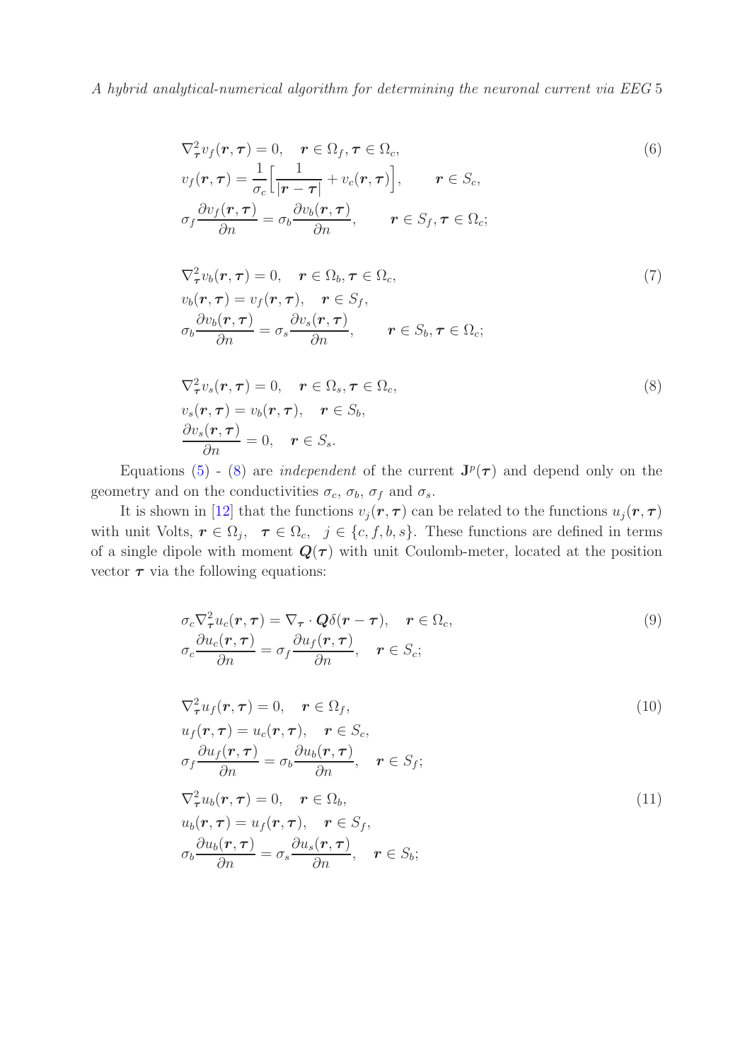$$
\begin{aligned}
&\nabla^2_{\boldsymbol{\tau}} v_f(\boldsymbol{r},\boldsymbol{\tau}) = 0, \quad \boldsymbol{r}\in\Omega_f, \boldsymbol{\tau}\in\Omega_c,\\
&v_f(\boldsymbol{r},\boldsymbol{\tau}) = \frac{1}{\sigma_c}\Big[\frac{1}{|\boldsymbol{r}-\boldsymbol{\tau}|} + v_c(\boldsymbol{r},\boldsymbol{\tau})\Big], \qquad \boldsymbol{r}\in S_c,\\
&\sigma_f\frac{\partial v_f(\boldsymbol{r},\boldsymbol{\tau})}{\partial n} = \sigma_b\frac{\partial v_b(\boldsymbol{r},\boldsymbol{\tau})}{\partial n}, \qquad \boldsymbol{r}\in S_f, \boldsymbol{\tau}\in\Omega_c;
\end{aligned}
\tag{6}
$$

$$
\begin{aligned}
&\nabla^2_{\boldsymbol{\tau}} v_b(\boldsymbol{r},\boldsymbol{\tau}) = 0, \quad \boldsymbol{r}\in\Omega_b, \boldsymbol{\tau}\in\Omega_c,\\
&v_b(\boldsymbol{r},\boldsymbol{\tau}) = v_f(\boldsymbol{r},\boldsymbol{\tau}), \quad \boldsymbol{r}\in S_f,\\
&\sigma_b\frac{\partial v_b(\boldsymbol{r},\boldsymbol{\tau})}{\partial n} = \sigma_s\frac{\partial v_s(\boldsymbol{r},\boldsymbol{\tau})}{\partial n}, \qquad \boldsymbol{r}\in S_b, \boldsymbol{\tau}\in\Omega_c;
\end{aligned}
\tag{7}
$$

$$
\begin{aligned}
&\nabla^2_{\boldsymbol{\tau}} v_s(\boldsymbol{r},\boldsymbol{\tau}) = 0, \quad \boldsymbol{r}\in\Omega_s, \boldsymbol{\tau}\in\Omega_c,\\
&v_s(\boldsymbol{r},\boldsymbol{\tau}) = v_b(\boldsymbol{r},\boldsymbol{\tau}), \quad \boldsymbol{r}\in S_b,\\
&\frac{\partial v_s(\boldsymbol{r},\boldsymbol{\tau})}{\partial n} = 0, \quad \boldsymbol{r}\in S_s.
\end{aligned}
\tag{8}
$$

Equations (5) - (8) are *independent* of the current $\mathbf{J}^p(\boldsymbol{\tau})$ and depend only on the geometry and on the conductivities $\sigma_c$, $\sigma_b$, $\sigma_f$ and $\sigma_s$.

It is shown in [12] that the functions $v_j(\boldsymbol{r},\boldsymbol{\tau})$ can be related to the functions $u_j(\boldsymbol{r},\boldsymbol{\tau})$ with unit Volts, $\boldsymbol{r}\in\Omega_j$, $\boldsymbol{\tau}\in\Omega_c$, $j\in\{c,f,b,s\}$. These functions are defined in terms of a single dipole with moment $\boldsymbol{Q}(\boldsymbol{\tau})$ with unit Coulomb-meter, located at the position vector $\boldsymbol{\tau}$ via the following equations:

$$
\begin{aligned}
&\sigma_c\nabla^2_{\boldsymbol{\tau}} u_c(\boldsymbol{r},\boldsymbol{\tau}) = \nabla_{\boldsymbol{\tau}}\cdot\boldsymbol{Q}\delta(\boldsymbol{r}-\boldsymbol{\tau}), \quad \boldsymbol{r}\in\Omega_c,\\
&\sigma_c\frac{\partial u_c(\boldsymbol{r},\boldsymbol{\tau})}{\partial n} = \sigma_f\frac{\partial u_f(\boldsymbol{r},\boldsymbol{\tau})}{\partial n}, \quad \boldsymbol{r}\in S_c;
\end{aligned}
\tag{9}
$$

$$
\begin{aligned}
&\nabla^2_{\boldsymbol{\tau}} u_f(\boldsymbol{r},\boldsymbol{\tau}) = 0, \quad \boldsymbol{r}\in\Omega_f,\\
&u_f(\boldsymbol{r},\boldsymbol{\tau}) = u_c(\boldsymbol{r},\boldsymbol{\tau}), \quad \boldsymbol{r}\in S_c,\\
&\sigma_f\frac{\partial u_f(\boldsymbol{r},\boldsymbol{\tau})}{\partial n} = \sigma_b\frac{\partial u_b(\boldsymbol{r},\boldsymbol{\tau})}{\partial n}, \quad \boldsymbol{r}\in S_f;
\end{aligned}
\tag{10}
$$

$$
\begin{aligned}
&\nabla^2_{\boldsymbol{\tau}} u_b(\boldsymbol{r},\boldsymbol{\tau}) = 0, \quad \boldsymbol{r}\in\Omega_b,\\
&u_b(\boldsymbol{r},\boldsymbol{\tau}) = u_f(\boldsymbol{r},\boldsymbol{\tau}), \quad \boldsymbol{r}\in S_f,\\
&\sigma_b\frac{\partial u_b(\boldsymbol{r},\boldsymbol{\tau})}{\partial n} = \sigma_s\frac{\partial u_s(\boldsymbol{r},\boldsymbol{\tau})}{\partial n}, \quad \boldsymbol{r}\in S_b;
\end{aligned}
\tag{11}
$$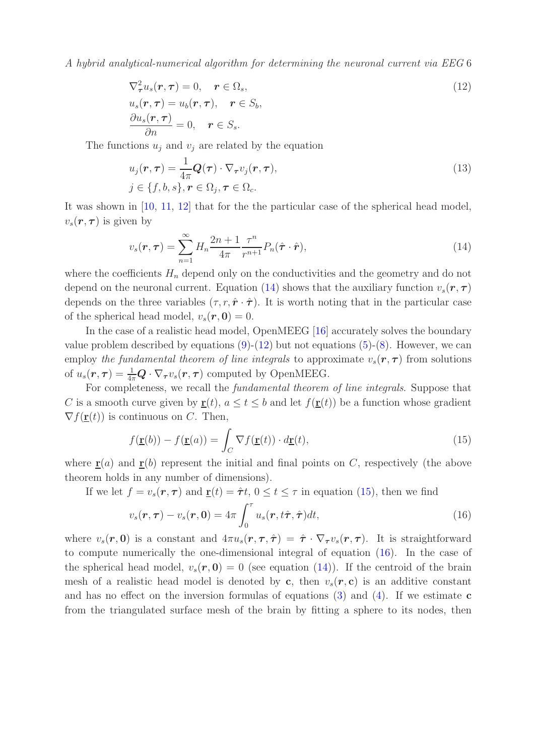$$
\begin{aligned}
&\nabla^2_{\boldsymbol{\tau}} u_s(\boldsymbol{r},\boldsymbol{\tau}) = 0, \quad \boldsymbol{r} \in \Omega_s, \\
&u_s(\boldsymbol{r},\boldsymbol{\tau}) = u_b(\boldsymbol{r},\boldsymbol{\tau}), \quad \boldsymbol{r} \in S_b, \\
&\frac{\partial u_s(\boldsymbol{r},\boldsymbol{\tau})}{\partial n} = 0, \quad \boldsymbol{r} \in S_s.
\end{aligned} \tag{12}
$$

The functions $u_j$ and $v_j$ are related by the equation

$$
\begin{aligned}
&u_j(\boldsymbol{r},\boldsymbol{\tau}) = \frac{1}{4\pi}\boldsymbol{Q}(\boldsymbol{\tau}) \cdot \nabla_{\boldsymbol{\tau}} v_j(\boldsymbol{r},\boldsymbol{\tau}), \\
&j \in \{f, b, s\}, \boldsymbol{r} \in \Omega_j, \boldsymbol{\tau} \in \Omega_c.
\end{aligned} \tag{13}
$$

It was shown in [10, 11, 12] that for the the particular case of the spherical head model, $v_s(\boldsymbol{r},\boldsymbol{\tau})$ is given by

$$
v_s(\boldsymbol{r},\boldsymbol{\tau}) = \sum_{n=1}^{\infty} H_n \frac{2n+1}{4\pi} \frac{\tau^n}{r^{n+1}} P_n(\hat{\boldsymbol{\tau}} \cdot \hat{\boldsymbol{r}}), \tag{14}
$$

where the coefficients $H_n$ depend only on the conductivities and the geometry and do not depend on the neuronal current. Equation (14) shows that the auxiliary function $v_s(\boldsymbol{r},\boldsymbol{\tau})$ depends on the three variables $(\tau, r, \hat{\boldsymbol{r}} \cdot \hat{\boldsymbol{\tau}})$. It is worth noting that in the particular case of the spherical head model, $v_s(\boldsymbol{r},\boldsymbol{0}) = 0$.

In the case of a realistic head model, OpenMEEG [16] accurately solves the boundary value problem described by equations (9)-(12) but not equations (5)-(8). However, we can employ *the fundamental theorem of line integrals* to approximate $v_s(\boldsymbol{r},\boldsymbol{\tau})$ from solutions of $u_s(\boldsymbol{r},\boldsymbol{\tau}) = \frac{1}{4\pi}\boldsymbol{Q} \cdot \nabla_{\boldsymbol{\tau}} v_s(\boldsymbol{r},\boldsymbol{\tau})$ computed by OpenMEEG.

For completeness, we recall the *fundamental theorem of line integrals*. Suppose that $C$ is a smooth curve given by $\underline{\mathbf{r}}(t)$, $a \le t \le b$ and let $f(\underline{\mathbf{r}}(t))$ be a function whose gradient $\nabla f(\underline{\mathbf{r}}(t))$ is continuous on $C$. Then,

$$
f(\underline{\mathbf{r}}(b)) - f(\underline{\mathbf{r}}(a)) = \int_C \nabla f(\underline{\mathbf{r}}(t)) \cdot d\underline{\mathbf{r}}(t), \tag{15}
$$

where $\underline{\mathbf{r}}(a)$ and $\underline{\mathbf{r}}(b)$ represent the initial and final points on $C$, respectively (the above theorem holds in any number of dimensions).

If we let $f = v_s(\boldsymbol{r},\boldsymbol{\tau})$ and $\underline{\mathbf{r}}(t) = \hat{\boldsymbol{\tau}}t$, $0 \le t \le \tau$ in equation (15), then we find

$$
v_s(\boldsymbol{r},\boldsymbol{\tau}) - v_s(\boldsymbol{r},\boldsymbol{0}) = 4\pi \int_0^{\tau} u_s(\boldsymbol{r}, t\hat{\boldsymbol{\tau}}, \hat{\boldsymbol{\tau}}) dt, \tag{16}
$$

where $v_s(\boldsymbol{r},\boldsymbol{0})$ is a constant and $4\pi u_s(\boldsymbol{r},\boldsymbol{\tau},\hat{\boldsymbol{\tau}}) = \hat{\boldsymbol{\tau}} \cdot \nabla_{\boldsymbol{\tau}} v_s(\boldsymbol{r},\boldsymbol{\tau})$. It is straightforward to compute numerically the one-dimensional integral of equation (16). In the case of the spherical head model, $v_s(\boldsymbol{r},\boldsymbol{0}) = 0$ (see equation (14)). If the centroid of the brain mesh of a realistic head model is denoted by $\mathbf{c}$, then $v_s(\boldsymbol{r},\mathbf{c})$ is an additive constant and has no effect on the inversion formulas of equations (3) and (4). If we estimate $\mathbf{c}$ from the triangulated surface mesh of the brain by fitting a sphere to its nodes, then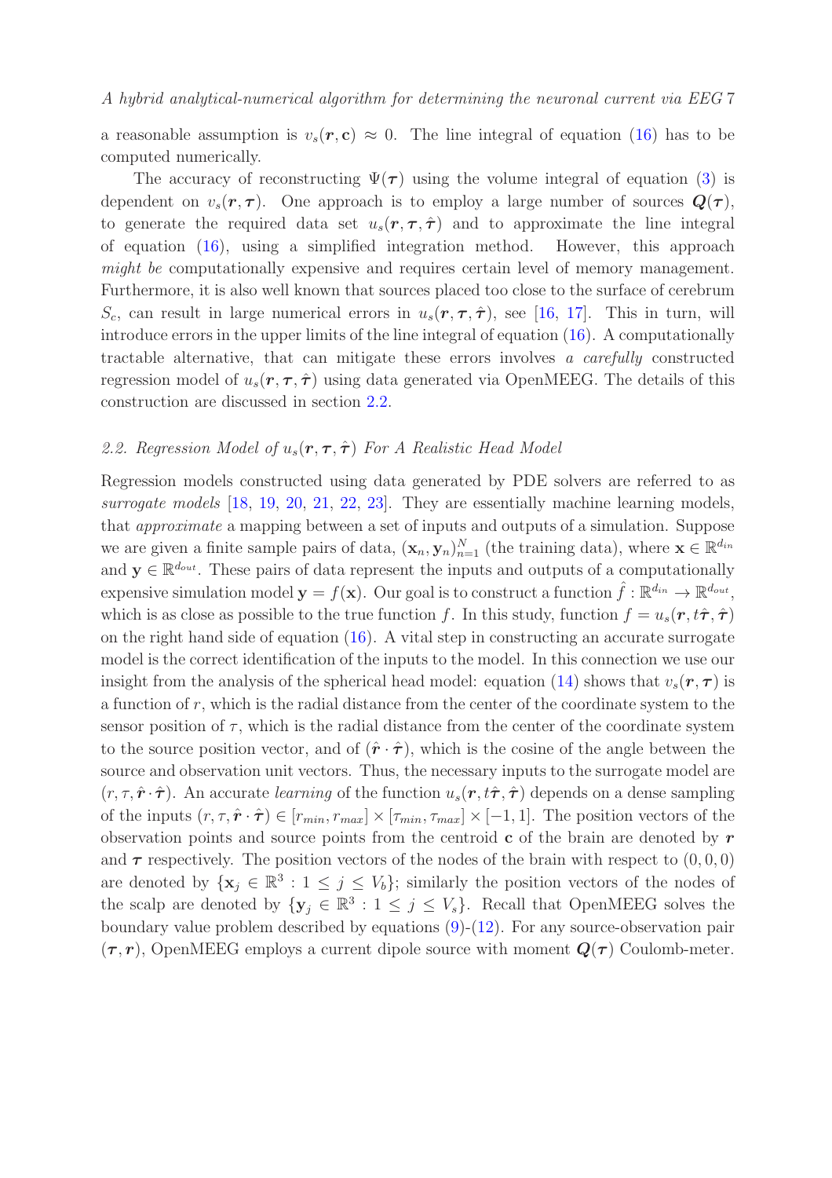a reasonable assumption is $v_s(\boldsymbol{r}, \mathbf{c}) \approx 0$. The line integral of equation (16) has to be computed numerically.

The accuracy of reconstructing $\Psi(\boldsymbol{\tau})$ using the volume integral of equation (3) is dependent on $v_s(\boldsymbol{r}, \boldsymbol{\tau})$. One approach is to employ a large number of sources $\boldsymbol{Q}(\boldsymbol{\tau})$, to generate the required data set $u_s(\boldsymbol{r}, \boldsymbol{\tau}, \hat{\boldsymbol{\tau}})$ and to approximate the line integral of equation (16), using a simplified integration method. However, this approach *might be* computationally expensive and requires certain level of memory management. Furthermore, it is also well known that sources placed too close to the surface of cerebrum $S_c$, can result in large numerical errors in $u_s(\boldsymbol{r}, \boldsymbol{\tau}, \hat{\boldsymbol{\tau}})$, see [16, 17]. This in turn, will introduce errors in the upper limits of the line integral of equation (16). A computationally tractable alternative, that can mitigate these errors involves *a carefully* constructed regression model of $u_s(\boldsymbol{r}, \boldsymbol{\tau}, \hat{\boldsymbol{\tau}})$ using data generated via OpenMEEG. The details of this construction are discussed in section 2.2.

### 2.2. Regression Model of $u_s(\boldsymbol{r}, \boldsymbol{\tau}, \hat{\boldsymbol{\tau}})$ For A Realistic Head Model

Regression models constructed using data generated by PDE solvers are referred to as *surrogate models* [18, 19, 20, 21, 22, 23]. They are essentially machine learning models, that *approximate* a mapping between a set of inputs and outputs of a simulation. Suppose we are given a finite sample pairs of data, $(\mathbf{x}_n, \mathbf{y}_n)_{n=1}^N$ (the training data), where $\mathbf{x} \in \mathbb{R}^{d_{in}}$ and $\mathbf{y} \in \mathbb{R}^{d_{out}}$. These pairs of data represent the inputs and outputs of a computationally expensive simulation model $\mathbf{y} = f(\mathbf{x})$. Our goal is to construct a function $\hat{f} : \mathbb{R}^{d_{in}} \rightarrow \mathbb{R}^{d_{out}}$, which is as close as possible to the true function $f$. In this study, function $f = u_s(\boldsymbol{r}, t\hat{\boldsymbol{\tau}}, \hat{\boldsymbol{\tau}})$ on the right hand side of equation (16). A vital step in constructing an accurate surrogate model is the correct identification of the inputs to the model. In this connection we use our insight from the analysis of the spherical head model: equation (14) shows that $v_s(\boldsymbol{r}, \boldsymbol{\tau})$ is a function of $r$, which is the radial distance from the center of the coordinate system to the sensor position of $\tau$, which is the radial distance from the center of the coordinate system to the source position vector, and of $(\hat{\boldsymbol{r}} \cdot \hat{\boldsymbol{\tau}})$, which is the cosine of the angle between the source and observation unit vectors. Thus, the necessary inputs to the surrogate model are $(r, \tau, \hat{\boldsymbol{r}} \cdot \hat{\boldsymbol{\tau}})$. An accurate *learning* of the function $u_s(\boldsymbol{r}, t\hat{\boldsymbol{\tau}}, \hat{\boldsymbol{\tau}})$ depends on a dense sampling of the inputs $(r, \tau, \hat{\boldsymbol{r}} \cdot \hat{\boldsymbol{\tau}}) \in [r_{min}, r_{max}] \times [\tau_{min}, \tau_{max}] \times [-1, 1]$. The position vectors of the observation points and source points from the centroid $\mathbf{c}$ of the brain are denoted by $\boldsymbol{r}$ and $\boldsymbol{\tau}$ respectively. The position vectors of the nodes of the brain with respect to $(0, 0, 0)$ are denoted by $\{\mathbf{x}_j \in \mathbb{R}^3 : 1 \leq j \leq V_b\}$; similarly the position vectors of the nodes of the scalp are denoted by $\{\mathbf{y}_j \in \mathbb{R}^3 : 1 \leq j \leq V_s\}$. Recall that OpenMEEG solves the boundary value problem described by equations (9)-(12). For any source-observation pair $(\boldsymbol{\tau}, \boldsymbol{r})$, OpenMEEG employs a current dipole source with moment $\boldsymbol{Q}(\boldsymbol{\tau})$ Coulomb-meter.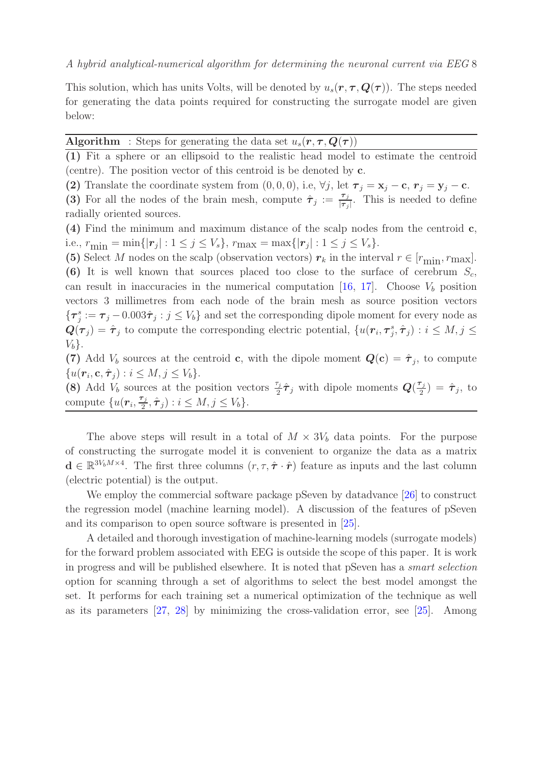This solution, which has units Volts, will be denoted by $u_s(\boldsymbol{r}, \boldsymbol{\tau}, \boldsymbol{Q}(\boldsymbol{\tau}))$. The steps needed for generating the data points required for constructing the surrogate model are given below:

---

**Algorithm** : Steps for generating the data set $u_s(\boldsymbol{r}, \boldsymbol{\tau}, \boldsymbol{Q}(\boldsymbol{\tau}))$

---

**(1)** Fit a sphere or an ellipsoid to the realistic head model to estimate the centroid (centre). The position vector of this centroid is be denoted by $\mathbf{c}$.

**(2)** Translate the coordinate system from $(0, 0, 0)$, i.e, $\forall j$, let $\boldsymbol{\tau}_j = \mathbf{x}_j - \mathbf{c}$, $\boldsymbol{r}_j = \mathbf{y}_j - \mathbf{c}$.

**(3)** For all the nodes of the brain mesh, compute $\hat{\boldsymbol{\tau}}_j := \frac{\boldsymbol{\tau}_j}{|\boldsymbol{\tau}_j|}$. This is needed to define radially oriented sources.

**(4)** Find the minimum and maximum distance of the scalp nodes from the centroid $\mathbf{c}$, i.e., $r_{\text{min}} = \min\{|\boldsymbol{r}_j| : 1 \leq j \leq V_s\}$, $r_{\text{max}} = \max\{|\boldsymbol{r}_j| : 1 \leq j \leq V_s\}$.

**(5)** Select $M$ nodes on the scalp (observation vectors) $\boldsymbol{r}_k$ in the interval $r \in [r_{\text{min}}, r_{\text{max}}]$.

**(6)** It is well known that sources placed too close to the surface of cerebrum $S_c$, can result in inaccuracies in the numerical computation [16, 17]. Choose $V_b$ position vectors 3 millimetres from each node of the brain mesh as source position vectors $\{\boldsymbol{\tau}_j^s := \boldsymbol{\tau}_j - 0.003\hat{\boldsymbol{\tau}}_j : j \leq V_b\}$ and set the corresponding dipole moment for every node as $\boldsymbol{Q}(\boldsymbol{\tau}_j) = \hat{\boldsymbol{\tau}}_j$ to compute the corresponding electric potential, $\{u(\boldsymbol{r}_i, \boldsymbol{\tau}_j^s, \hat{\boldsymbol{\tau}}_j) : i \leq M, j \leq V_b\}$.

**(7)** Add $V_b$ sources at the centroid $\mathbf{c}$, with the dipole moment $\boldsymbol{Q}(\mathbf{c}) = \hat{\boldsymbol{\tau}}_j$, to compute $\{u(\boldsymbol{r}_i, \mathbf{c}, \hat{\boldsymbol{\tau}}_j) : i \leq M, j \leq V_b\}$.

**(8)** Add $V_b$ sources at the position vectors $\frac{\tau_j}{2}\hat{\boldsymbol{\tau}}_j$ with dipole moments $\boldsymbol{Q}(\frac{\tau_j}{2}) = \hat{\boldsymbol{\tau}}_j$, to compute $\{u(\boldsymbol{r}_i, \frac{\tau_j}{2}, \hat{\boldsymbol{\tau}}_j) : i \leq M, j \leq V_b\}$.

---

The above steps will result in a total of $M \times 3V_b$ data points. For the purpose of constructing the surrogate model it is convenient to organize the data as a matrix $\mathbf{d} \in \mathbb{R}^{3V_bM \times 4}$. The first three columns $(r, \tau, \hat{\boldsymbol{\tau}} \cdot \hat{\boldsymbol{r}})$ feature as inputs and the last column (electric potential) is the output.

We employ the commercial software package pSeven by datadvance [26] to construct the regression model (machine learning model). A discussion of the features of pSeven and its comparison to open source software is presented in [25].

A detailed and thorough investigation of machine-learning models (surrogate models) for the forward problem associated with EEG is outside the scope of this paper. It is work in progress and will be published elsewhere. It is noted that pSeven has a *smart selection* option for scanning through a set of algorithms to select the best model amongst the set. It performs for each training set a numerical optimization of the technique as well as its parameters [27, 28] by minimizing the cross-validation error, see [25]. Among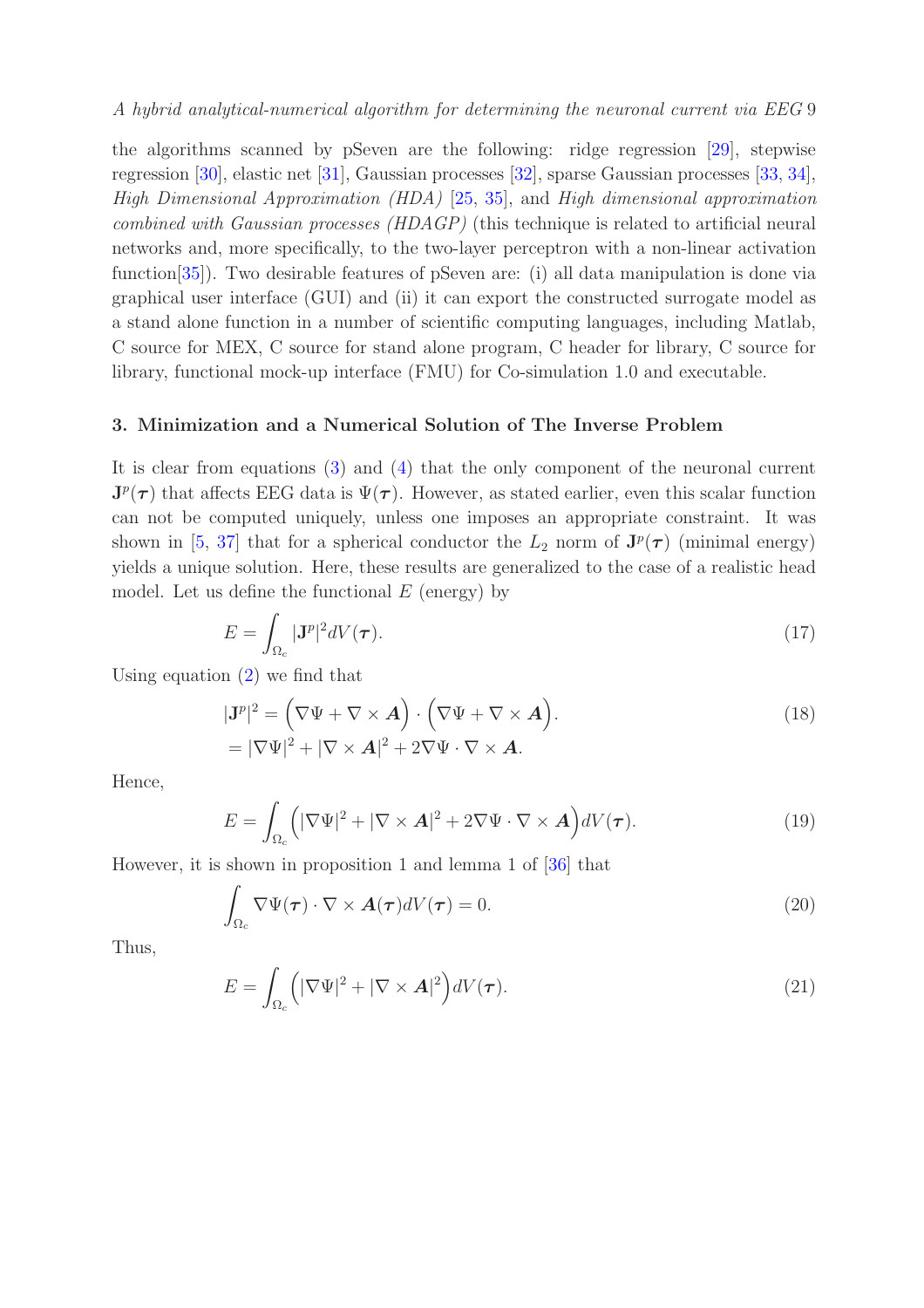the algorithms scanned by pSeven are the following: ridge regression [29], stepwise regression [30], elastic net [31], Gaussian processes [32], sparse Gaussian processes [33, 34], *High Dimensional Approximation (HDA)* [25, 35], and *High dimensional approximation combined with Gaussian processes (HDAGP)* (this technique is related to artificial neural networks and, more specifically, to the two-layer perceptron with a non-linear activation function[35]). Two desirable features of pSeven are: (i) all data manipulation is done via graphical user interface (GUI) and (ii) it can export the constructed surrogate model as a stand alone function in a number of scientific computing languages, including Matlab, C source for MEX, C source for stand alone program, C header for library, C source for library, functional mock-up interface (FMU) for Co-simulation 1.0 and executable.

## 3. Minimization and a Numerical Solution of The Inverse Problem

It is clear from equations (3) and (4) that the only component of the neuronal current $\mathbf{J}^p(\boldsymbol{\tau})$ that affects EEG data is $\Psi(\boldsymbol{\tau})$. However, as stated earlier, even this scalar function can not be computed uniquely, unless one imposes an appropriate constraint. It was shown in [5, 37] that for a spherical conductor the $L_2$ norm of $\mathbf{J}^p(\boldsymbol{\tau})$ (minimal energy) yields a unique solution. Here, these results are generalized to the case of a realistic head model. Let us define the functional $E$ (energy) by

$$E = \int_{\Omega_c} |\mathbf{J}^p|^2 dV(\boldsymbol{\tau}). \tag{17}$$

Using equation (2) we find that

$$\begin{aligned} |\mathbf{J}^p|^2 &= \Big(\nabla\Psi + \nabla\times\boldsymbol{A}\Big)\cdot\Big(\nabla\Psi + \nabla\times\boldsymbol{A}\Big). \\ &= |\nabla\Psi|^2 + |\nabla\times\boldsymbol{A}|^2 + 2\nabla\Psi\cdot\nabla\times\boldsymbol{A}. \end{aligned} \tag{18}$$

Hence,

$$E = \int_{\Omega_c} \Big(|\nabla\Psi|^2 + |\nabla\times\boldsymbol{A}|^2 + 2\nabla\Psi\cdot\nabla\times\boldsymbol{A}\Big) dV(\boldsymbol{\tau}). \tag{19}$$

However, it is shown in proposition 1 and lemma 1 of [36] that

$$\int_{\Omega_c} \nabla\Psi(\boldsymbol{\tau})\cdot\nabla\times\boldsymbol{A}(\boldsymbol{\tau}) dV(\boldsymbol{\tau}) = 0. \tag{20}$$

Thus,

$$E = \int_{\Omega_c} \Big(|\nabla\Psi|^2 + |\nabla\times\boldsymbol{A}|^2\Big) dV(\boldsymbol{\tau}). \tag{21}$$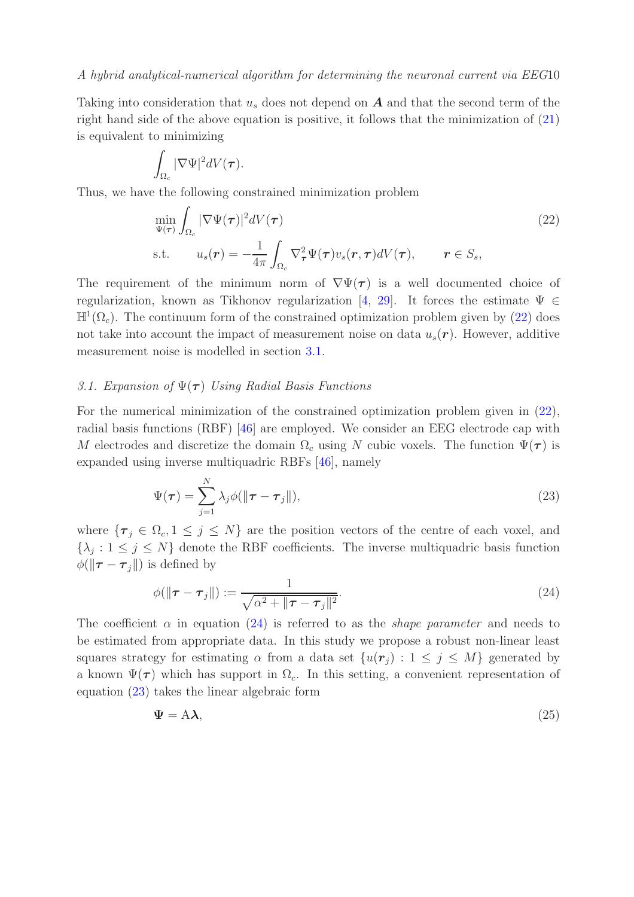Taking into consideration that $u_s$ does not depend on $\boldsymbol{A}$ and that the second term of the right hand side of the above equation is positive, it follows that the minimization of (21) is equivalent to minimizing

$$\int_{\Omega_c} |\nabla\Psi|^2 dV(\boldsymbol{\tau}).$$

Thus, we have the following constrained minimization problem

$$\begin{aligned}
&\min_{\Psi(\boldsymbol{\tau})} \int_{\Omega_c} |\nabla\Psi(\boldsymbol{\tau})|^2 dV(\boldsymbol{\tau}) \\
&\text{s.t.} \qquad u_s(\boldsymbol{r}) = -\frac{1}{4\pi}\int_{\Omega_c} \nabla^2_{\boldsymbol{\tau}}\Psi(\boldsymbol{\tau}) v_s(\boldsymbol{r},\boldsymbol{\tau}) dV(\boldsymbol{\tau}), \qquad \boldsymbol{r}\in S_s,
\end{aligned} \tag{22}$$

The requirement of the minimum norm of $\nabla\Psi(\boldsymbol{\tau})$ is a well documented choice of regularization, known as Tikhonov regularization [4, 29]. It forces the estimate $\Psi \in \mathbb{H}^1(\Omega_c)$. The continuum form of the constrained optimization problem given by (22) does not take into account the impact of measurement noise on data $u_s(\boldsymbol{r})$. However, additive measurement noise is modelled in section 3.1.

### 3.1. Expansion of $\Psi(\boldsymbol{\tau})$ Using Radial Basis Functions

For the numerical minimization of the constrained optimization problem given in (22), radial basis functions (RBF) [46] are employed. We consider an EEG electrode cap with $M$ electrodes and discretize the domain $\Omega_c$ using $N$ cubic voxels. The function $\Psi(\boldsymbol{\tau})$ is expanded using inverse multiquadric RBFs [46], namely

$$\Psi(\boldsymbol{\tau}) = \sum_{j=1}^{N} \lambda_j \phi(\|\boldsymbol{\tau}-\boldsymbol{\tau}_j\|), \tag{23}$$

where $\{\boldsymbol{\tau}_j \in \Omega_c, 1 \le j \le N\}$ are the position vectors of the centre of each voxel, and $\{\lambda_j : 1 \le j \le N\}$ denote the RBF coefficients. The inverse multiquadric basis function $\phi(\|\boldsymbol{\tau}-\boldsymbol{\tau}_j\|)$ is defined by

$$\phi(\|\boldsymbol{\tau}-\boldsymbol{\tau}_j\|) := \frac{1}{\sqrt{\alpha^2 + \|\boldsymbol{\tau}-\boldsymbol{\tau}_j\|^2}}. \tag{24}$$

The coefficient $\alpha$ in equation (24) is referred to as the *shape parameter* and needs to be estimated from appropriate data. In this study we propose a robust non-linear least squares strategy for estimating $\alpha$ from a data set $\{u(\boldsymbol{r}_j) : 1 \le j \le M\}$ generated by a known $\Psi(\boldsymbol{\tau})$ which has support in $\Omega_c$. In this setting, a convenient representation of equation (23) takes the linear algebraic form

$$\boldsymbol{\Psi} = \mathrm{A}\boldsymbol{\lambda}, \tag{25}$$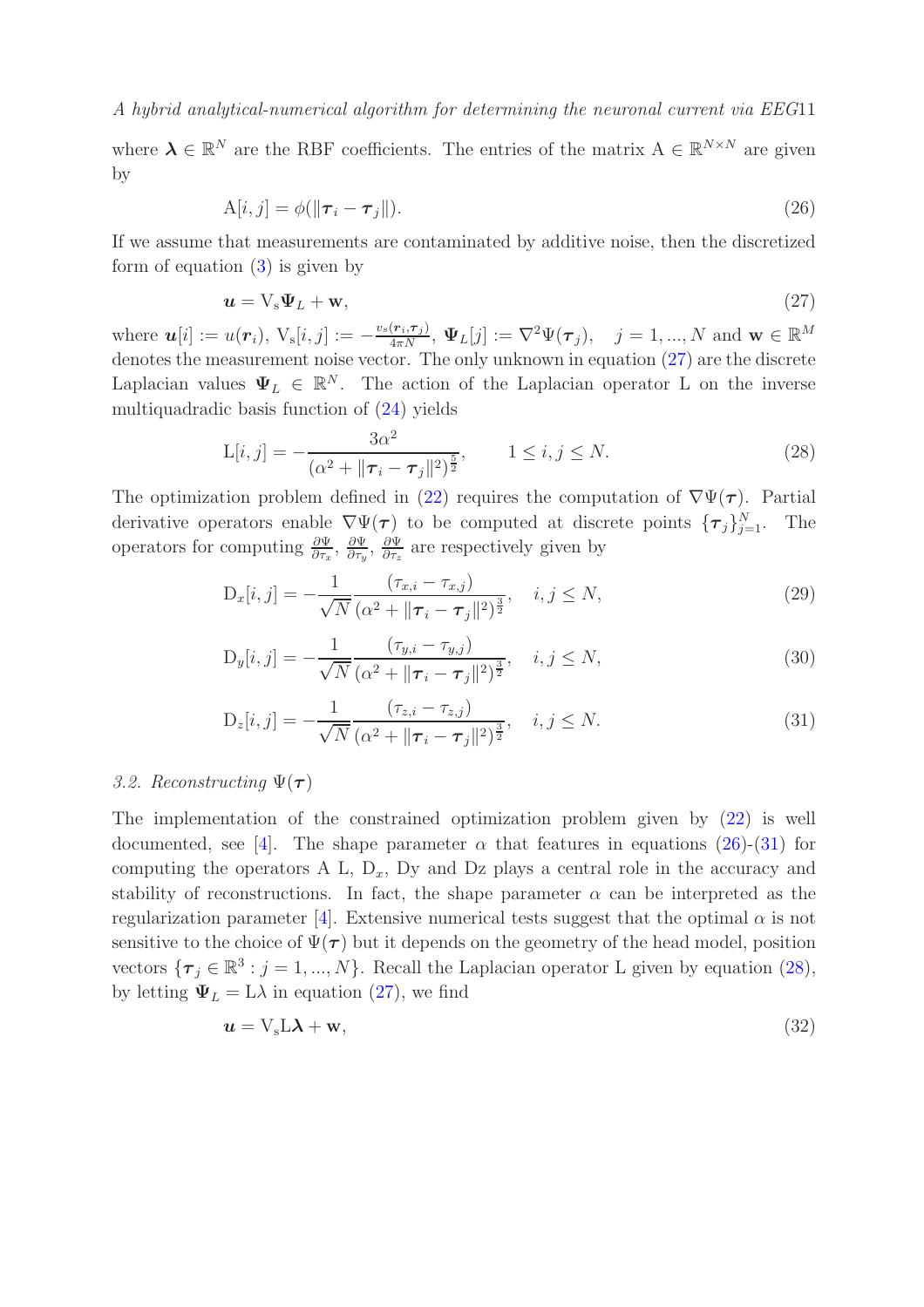where $\boldsymbol{\lambda} \in \mathbb{R}^N$ are the RBF coefficients. The entries of the matrix $\mathrm{A} \in \mathbb{R}^{N\times N}$ are given by

$$\mathrm{A}[i,j] = \phi(\|\boldsymbol{\tau}_i - \boldsymbol{\tau}_j\|). \tag{26}$$

If we assume that measurements are contaminated by additive noise, then the discretized form of equation (3) is given by

$$\boldsymbol{u} = \mathrm{V}_\mathrm{s}\boldsymbol{\Psi}_L + \mathbf{w}, \tag{27}$$

where $\boldsymbol{u}[i] := u(\boldsymbol{r}_i)$, $\mathrm{V}_\mathrm{s}[i,j] := -\frac{v_s(\boldsymbol{r}_i,\boldsymbol{\tau}_j)}{4\pi N}$, $\boldsymbol{\Psi}_L[j] := \nabla^2\Psi(\boldsymbol{\tau}_j)$, $\quad j = 1, ..., N$ and $\mathbf{w} \in \mathbb{R}^M$ denotes the measurement noise vector. The only unknown in equation (27) are the discrete Laplacian values $\boldsymbol{\Psi}_L \in \mathbb{R}^N$. The action of the Laplacian operator L on the inverse multiquadradic basis function of (24) yields

$$\mathrm{L}[i,j] = -\frac{3\alpha^2}{(\alpha^2 + \|\boldsymbol{\tau}_i - \boldsymbol{\tau}_j\|^2)^{\frac{5}{2}}}, \qquad 1 \le i,j \le N. \tag{28}$$

The optimization problem defined in (22) requires the computation of $\nabla\Psi(\boldsymbol{\tau})$. Partial derivative operators enable $\nabla\Psi(\boldsymbol{\tau})$ to be computed at discrete points $\{\boldsymbol{\tau}_j\}_{j=1}^N$. The operators for computing $\frac{\partial\Psi}{\partial\tau_x}$, $\frac{\partial\Psi}{\partial\tau_y}$, $\frac{\partial\Psi}{\partial\tau_z}$ are respectively given by

$$\mathrm{D}_x[i,j] = -\frac{1}{\sqrt{N}}\frac{(\tau_{x,i} - \tau_{x,j})}{(\alpha^2 + \|\boldsymbol{\tau}_i - \boldsymbol{\tau}_j\|^2)^{\frac{3}{2}}}, \quad i,j \le N, \tag{29}$$

$$\mathrm{D}_y[i,j] = -\frac{1}{\sqrt{N}}\frac{(\tau_{y,i} - \tau_{y,j})}{(\alpha^2 + \|\boldsymbol{\tau}_i - \boldsymbol{\tau}_j\|^2)^{\frac{3}{2}}}, \quad i,j \le N, \tag{30}$$

$$\mathrm{D}_z[i,j] = -\frac{1}{\sqrt{N}}\frac{(\tau_{z,i} - \tau_{z,j})}{(\alpha^2 + \|\boldsymbol{\tau}_i - \boldsymbol{\tau}_j\|^2)^{\frac{3}{2}}}, \quad i,j \le N. \tag{31}$$

### *3.2. Reconstructing* $\Psi(\boldsymbol{\tau})$

The implementation of the constrained optimization problem given by (22) is well documented, see [4]. The shape parameter $\alpha$ that features in equations (26)-(31) for computing the operators A L, $\mathrm{D}_x$, Dy and Dz plays a central role in the accuracy and stability of reconstructions. In fact, the shape parameter $\alpha$ can be interpreted as the regularization parameter [4]. Extensive numerical tests suggest that the optimal $\alpha$ is not sensitive to the choice of $\Psi(\boldsymbol{\tau})$ but it depends on the geometry of the head model, position vectors $\{\boldsymbol{\tau}_j \in \mathbb{R}^3 : j = 1, ..., N\}$. Recall the Laplacian operator L given by equation (28), by letting $\boldsymbol{\Psi}_L = \mathrm{L}\lambda$ in equation (27), we find

$$\boldsymbol{u} = \mathrm{V}_\mathrm{s}\mathrm{L}\boldsymbol{\lambda} + \mathbf{w}, \tag{32}$$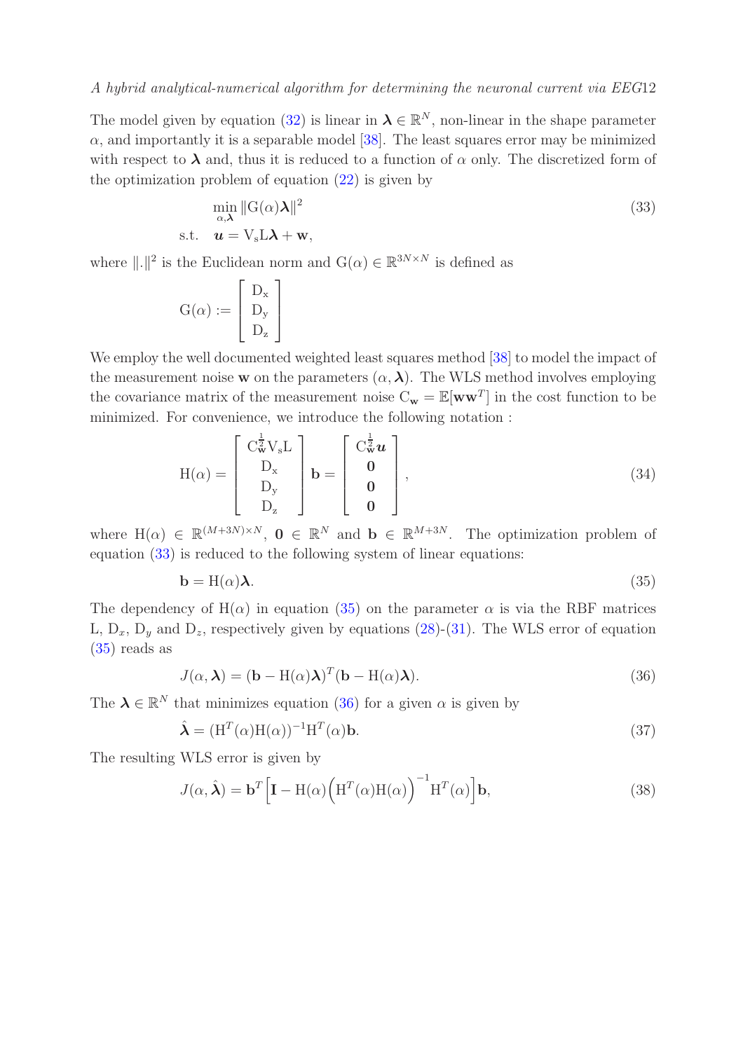The model given by equation (32) is linear in $\boldsymbol{\lambda} \in \mathbb{R}^N$, non-linear in the shape parameter $\alpha$, and importantly it is a separable model [38]. The least squares error may be minimized with respect to $\boldsymbol{\lambda}$ and, thus it is reduced to a function of $\alpha$ only. The discretized form of the optimization problem of equation (22) is given by

$$
\begin{aligned}
&\min_{\alpha,\boldsymbol{\lambda}} \|\mathrm{G}(\alpha)\boldsymbol{\lambda}\|^2 \\
\text{s.t.} \quad & \boldsymbol{u} = \mathrm{V_s L}\boldsymbol{\lambda} + \mathbf{w},
\end{aligned}
\tag{33}
$$

where $\|.\|^2$ is the Euclidean norm and $\mathrm{G}(\alpha) \in \mathbb{R}^{3N\times N}$ is defined as

$$
\mathrm{G}(\alpha) := \begin{bmatrix} \mathrm{D_x} \\ \mathrm{D_y} \\ \mathrm{D_z} \end{bmatrix}
$$

We employ the well documented weighted least squares method [38] to model the impact of the measurement noise $\mathbf{w}$ on the parameters $(\alpha, \boldsymbol{\lambda})$. The WLS method involves employing the covariance matrix of the measurement noise $\mathrm{C_{\mathbf{w}}} = \mathbb{E}[\mathbf{w}\mathbf{w}^T]$ in the cost function to be minimized. For convenience, we introduce the following notation :

$$
\mathrm{H}(\alpha) = \begin{bmatrix} \mathrm{C}_{\mathbf{w}}^{\frac{1}{2}}\mathrm{V_s L} \\ \mathrm{D_x} \\ \mathrm{D_y} \\ \mathrm{D_z} \end{bmatrix} \mathbf{b} = \begin{bmatrix} \mathrm{C}_{\mathbf{w}}^{\frac{1}{2}}\boldsymbol{u} \\ \mathbf{0} \\ \mathbf{0} \\ \mathbf{0} \end{bmatrix},
\tag{34}
$$

where $\mathrm{H}(\alpha) \in \mathbb{R}^{(M+3N)\times N}$, $\mathbf{0} \in \mathbb{R}^N$ and $\mathbf{b} \in \mathbb{R}^{M+3N}$. The optimization problem of equation (33) is reduced to the following system of linear equations:

$$
\mathbf{b} = \mathrm{H}(\alpha)\boldsymbol{\lambda}.
\tag{35}
$$

The dependency of $\mathrm{H}(\alpha)$ in equation (35) on the parameter $\alpha$ is via the RBF matrices L, $\mathrm{D}_x$, $\mathrm{D}_y$ and $\mathrm{D}_z$, respectively given by equations (28)-(31). The WLS error of equation (35) reads as

$$
J(\alpha, \boldsymbol{\lambda}) = (\mathbf{b} - \mathrm{H}(\alpha)\boldsymbol{\lambda})^T(\mathbf{b} - \mathrm{H}(\alpha)\boldsymbol{\lambda}).
\tag{36}
$$

The $\boldsymbol{\lambda} \in \mathbb{R}^N$ that minimizes equation (36) for a given $\alpha$ is given by

$$
\hat{\boldsymbol{\lambda}} = (\mathrm{H}^T(\alpha)\mathrm{H}(\alpha))^{-1}\mathrm{H}^T(\alpha)\mathbf{b}.
\tag{37}
$$

The resulting WLS error is given by

$$
J(\alpha, \hat{\boldsymbol{\lambda}}) = \mathbf{b}^T\Big[\mathbf{I} - \mathrm{H}(\alpha)\Big(\mathrm{H}^T(\alpha)\mathrm{H}(\alpha)\Big)^{-1}\mathrm{H}^T(\alpha)\Big]\mathbf{b},
\tag{38}
$$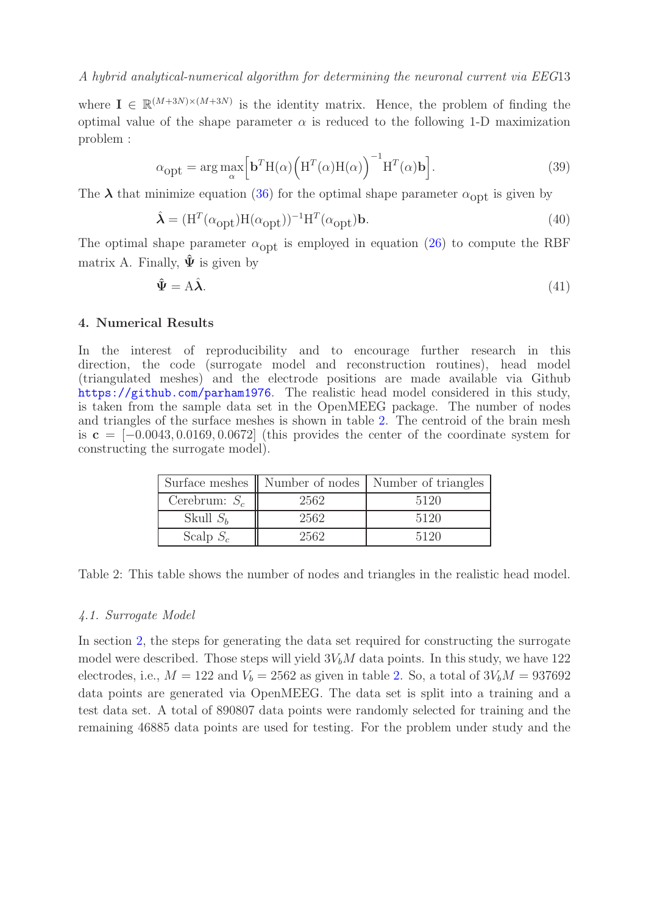where $\mathbf{I} \in \mathbb{R}^{(M+3N)\times(M+3N)}$ is the identity matrix. Hence, the problem of finding the optimal value of the shape parameter $\alpha$ is reduced to the following 1-D maximization problem :

$$\alpha_{\text{opt}} = \arg\max_{\alpha}\Big[\mathbf{b}^T \mathrm{H}(\alpha)\Big(\mathrm{H}^T(\alpha)\mathrm{H}(\alpha)\Big)^{-1}\mathrm{H}^T(\alpha)\mathbf{b}\Big]. \tag{39}$$

The $\boldsymbol{\lambda}$ that minimize equation (36) for the optimal shape parameter $\alpha_{\text{opt}}$ is given by

$$\hat{\boldsymbol{\lambda}} = (\mathrm{H}^T(\alpha_{\text{opt}})\mathrm{H}(\alpha_{\text{opt}}))^{-1}\mathrm{H}^T(\alpha_{\text{opt}})\mathbf{b}. \tag{40}$$

The optimal shape parameter $\alpha_{\text{opt}}$ is employed in equation (26) to compute the RBF matrix A. Finally, $\hat{\boldsymbol{\Psi}}$ is given by

$$\hat{\boldsymbol{\Psi}} = \mathrm{A}\hat{\boldsymbol{\lambda}}. \tag{41}$$

## 4. Numerical Results

In the interest of reproducibility and to encourage further research in this direction, the code (surrogate model and reconstruction routines), head model (triangulated meshes) and the electrode positions are made available via Github https://github.com/parham1976. The realistic head model considered in this study, is taken from the sample data set in the OpenMEEG package. The number of nodes and triangles of the surface meshes is shown in table 2. The centroid of the brain mesh is $\mathbf{c} = [-0.0043, 0.0169, 0.0672]$ (this provides the center of the coordinate system for constructing the surrogate model).

| Surface meshes | Number of nodes | Number of triangles |
|---|---|---|
| Cerebrum: $S_c$ | 2562 | 5120 |
| Skull $S_b$ | 2562 | 5120 |
| Scalp $S_c$ | 2562 | 5120 |

Table 2: This table shows the number of nodes and triangles in the realistic head model.

### *4.1. Surrogate Model*

In section 2, the steps for generating the data set required for constructing the surrogate model were described. Those steps will yield $3V_bM$ data points. In this study, we have 122 electrodes, i.e., $M = 122$ and $V_b = 2562$ as given in table 2. So, a total of $3V_bM = 937692$ data points are generated via OpenMEEG. The data set is split into a training and a test data set. A total of 890807 data points were randomly selected for training and the remaining 46885 data points are used for testing. For the problem under study and the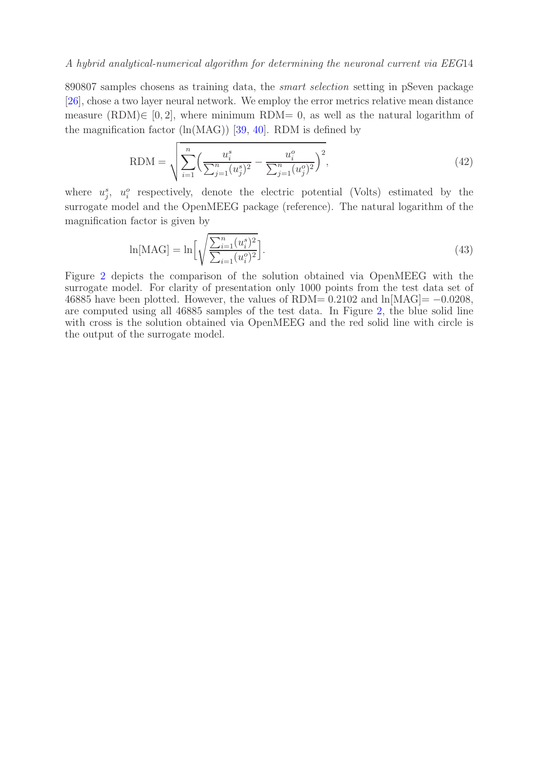890807 samples chosens as training data, the *smart selection* setting in pSeven package [26], chose a two layer neural network. We employ the error metrics relative mean distance measure (RDM)$\in [0, 2]$, where minimum RDM$= 0$, as well as the natural logarithm of the magnification factor (ln(MAG)) [39, 40]. RDM is defined by

$$\mathrm{RDM} = \sqrt{\sum_{i=1}^{n} \Big( \frac{u_i^s}{\sum_{j=1}^{n} (u_j^s)^2} - \frac{u_i^o}{\sum_{j=1}^{n} (u_j^o)^2} \Big)^2}, \tag{42}$$

where $u_j^s$, $u_i^o$ respectively, denote the electric potential (Volts) estimated by the surrogate model and the OpenMEEG package (reference). The natural logarithm of the magnification factor is given by

$$\ln[\mathrm{MAG}] = \ln\Big[ \sqrt{\frac{\sum_{i=1}^{n} (u_i^s)^2}{\sum_{i=1}^{n} (u_i^o)^2}} \Big]. \tag{43}$$

Figure 2 depicts the comparison of the solution obtained via OpenMEEG with the surrogate model. For clarity of presentation only 1000 points from the test data set of 46885 have been plotted. However, the values of RDM$= 0.2102$ and $\ln[\mathrm{MAG}] = -0.0208$, are computed using all 46885 samples of the test data. In Figure 2, the blue solid line with cross is the solution obtained via OpenMEEG and the red solid line with circle is the output of the surrogate model.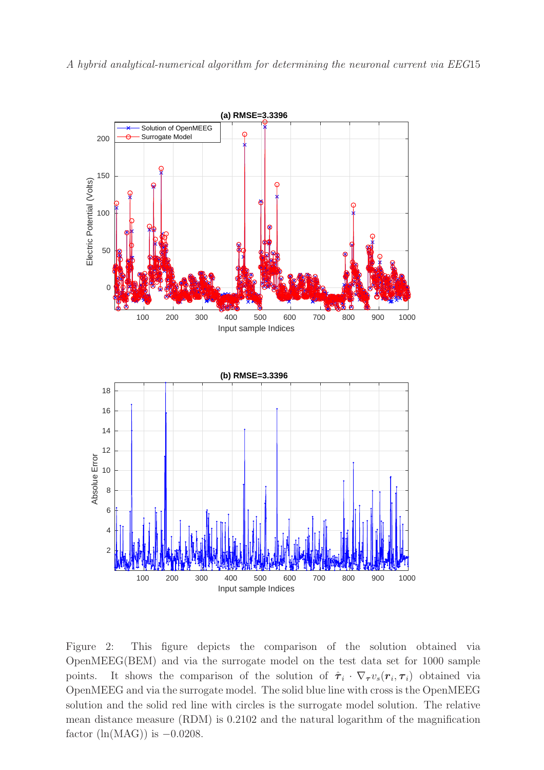Figure 2: This figure depicts the comparison of the solution obtained via OpenMEEG(BEM) and via the surrogate model on the test data set for 1000 sample points. It shows the comparison of the solution of $\hat{\boldsymbol{\tau}}_i \cdot \nabla_{\boldsymbol{\tau}} v_s(\boldsymbol{r}_i, \boldsymbol{\tau}_i)$ obtained via OpenMEEG and via the surrogate model. The solid blue line with cross is the OpenMEEG solution and the solid red line with circles is the surrogate model solution. The relative mean distance measure (RDM) is 0.2102 and the natural logarithm of the magnification factor (ln(MAG)) is $-0.0208$.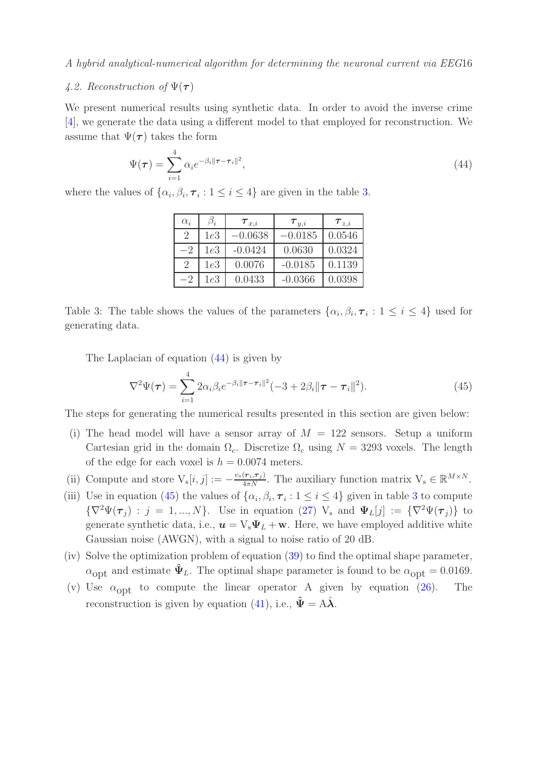### 4.2. Reconstruction of $\Psi(\boldsymbol{\tau})$

We present numerical results using synthetic data. In order to avoid the inverse crime [4], we generate the data using a different model to that employed for reconstruction. We assume that $\Psi(\boldsymbol{\tau})$ takes the form

$$\Psi(\boldsymbol{\tau}) = \sum_{i=1}^{4} \alpha_i e^{-\beta_i \|\boldsymbol{\tau} - \boldsymbol{\tau}_i\|^2}, \tag{44}$$

where the values of $\{\alpha_i, \beta_i, \boldsymbol{\tau}_i : 1 \leq i \leq 4\}$ are given in the table 3.

| $\alpha_i$ | $\beta_i$ | $\boldsymbol{\tau}_{x,i}$ | $\boldsymbol{\tau}_{y,i}$ | $\boldsymbol{\tau}_{z,i}$ |
|---|---|---|---|---|
| 2 | $1e3$ | $-0.0638$ | $-0.0185$ | 0.0546 |
| $-2$ | $1e3$ | -0.0424 | 0.0630 | 0.0324 |
| 2 | $1e3$ | 0.0076 | -0.0185 | 0.1139 |
| $-2$ | $1e3$ | 0.0433 | -0.0366 | 0.0398 |

Table 3: The table shows the values of the parameters $\{\alpha_i, \beta_i, \boldsymbol{\tau}_i : 1 \leq i \leq 4\}$ used for generating data.

The Laplacian of equation (44) is given by

$$\nabla^2 \Psi(\boldsymbol{\tau}) = \sum_{i=1}^{4} 2\alpha_i \beta_i e^{-\beta_i \|\boldsymbol{\tau} - \boldsymbol{\tau}_i\|^2} (-3 + 2\beta_i \|\boldsymbol{\tau} - \boldsymbol{\tau}_i\|^2). \tag{45}$$

The steps for generating the numerical results presented in this section are given below:

(i) The head model will have a sensor array of $M = 122$ sensors. Setup a uniform Cartesian grid in the domain $\Omega_c$. Discretize $\Omega_c$ using $N = 3293$ voxels. The length of the edge for each voxel is $h = 0.0074$ meters.

(ii) Compute and store $\mathrm{V_s}[i,j] := -\frac{v_s(\boldsymbol{r}_i, \boldsymbol{\tau}_j)}{4\pi N}$. The auxiliary function matrix $\mathrm{V_s} \in \mathbb{R}^{M \times N}$.

(iii) Use in equation (45) the values of $\{\alpha_i, \beta_i, \boldsymbol{\tau}_i : 1 \leq i \leq 4\}$ given in table 3 to compute $\{\nabla^2 \Psi(\boldsymbol{\tau}_j) : j = 1, ..., N\}$. Use in equation (27) $\mathrm{V_s}$ and $\boldsymbol{\Psi}_L[j] := \{\nabla^2 \Psi(\boldsymbol{\tau}_j)\}$ to generate synthetic data, i.e., $\boldsymbol{u} = \mathrm{V_s} \boldsymbol{\Psi}_L + \mathbf{w}$. Here, we have employed additive white Gaussian noise (AWGN), with a signal to noise ratio of 20 dB.

(iv) Solve the optimization problem of equation (39) to find the optimal shape parameter, $\alpha_{\text{opt}}$ and estimate $\hat{\boldsymbol{\Psi}}_L$. The optimal shape parameter is found to be $\alpha_{\text{opt}} = 0.0169$.

(v) Use $\alpha_{\text{opt}}$ to compute the linear operator A given by equation (26). The reconstruction is given by equation (41), i.e., $\hat{\boldsymbol{\Psi}} = \mathrm{A} \hat{\boldsymbol{\lambda}}$.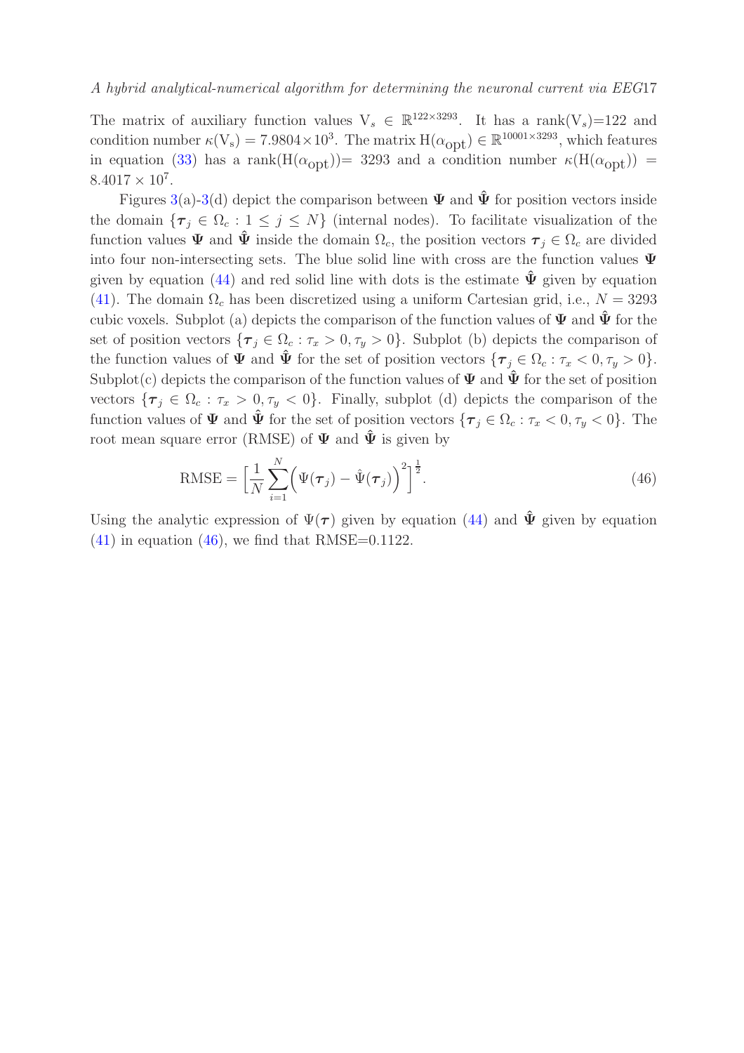The matrix of auxiliary function values $\mathrm{V}_s \in \mathbb{R}^{122\times 3293}$. It has a rank($\mathrm{V}_s$)=122 and condition number $\kappa(\mathrm{V_s}) = 7.9804\times 10^3$. The matrix $\mathrm{H}(\alpha_{\mathrm{opt}}) \in \mathbb{R}^{10001\times 3293}$, which features in equation (33) has a rank($\mathrm{H}(\alpha_{\mathrm{opt}})$)= 3293 and a condition number $\kappa(\mathrm{H}(\alpha_{\mathrm{opt}})) = 8.4017 \times 10^7$.

Figures 3(a)-3(d) depict the comparison between $\mathbf{\Psi}$ and $\hat{\mathbf{\Psi}}$ for position vectors inside the domain $\{\boldsymbol{\tau}_j \in \Omega_c : 1 \leq j \leq N\}$ (internal nodes). To facilitate visualization of the function values $\mathbf{\Psi}$ and $\hat{\mathbf{\Psi}}$ inside the domain $\Omega_c$, the position vectors $\boldsymbol{\tau}_j \in \Omega_c$ are divided into four non-intersecting sets. The blue solid line with cross are the function values $\mathbf{\Psi}$ given by equation (44) and red solid line with dots is the estimate $\hat{\mathbf{\Psi}}$ given by equation (41). The domain $\Omega_c$ has been discretized using a uniform Cartesian grid, i.e., $N = 3293$ cubic voxels. Subplot (a) depicts the comparison of the function values of $\mathbf{\Psi}$ and $\hat{\mathbf{\Psi}}$ for the set of position vectors $\{\boldsymbol{\tau}_j \in \Omega_c : \tau_x > 0, \tau_y > 0\}$. Subplot (b) depicts the comparison of the function values of $\mathbf{\Psi}$ and $\hat{\mathbf{\Psi}}$ for the set of position vectors $\{\boldsymbol{\tau}_j \in \Omega_c : \tau_x < 0, \tau_y > 0\}$. Subplot(c) depicts the comparison of the function values of $\mathbf{\Psi}$ and $\hat{\mathbf{\Psi}}$ for the set of position vectors $\{\boldsymbol{\tau}_j \in \Omega_c : \tau_x > 0, \tau_y < 0\}$. Finally, subplot (d) depicts the comparison of the function values of $\mathbf{\Psi}$ and $\hat{\mathbf{\Psi}}$ for the set of position vectors $\{\boldsymbol{\tau}_j \in \Omega_c : \tau_x < 0, \tau_y < 0\}$. The root mean square error (RMSE) of $\mathbf{\Psi}$ and $\hat{\mathbf{\Psi}}$ is given by

$$\mathrm{RMSE} = \Big[\frac{1}{N}\sum_{i=1}^{N}\Big(\Psi(\boldsymbol{\tau}_j) - \hat{\Psi}(\boldsymbol{\tau}_j)\Big)^2\Big]^{\frac{1}{2}}. \tag{46}$$

Using the analytic expression of $\Psi(\boldsymbol{\tau})$ given by equation (44) and $\hat{\mathbf{\Psi}}$ given by equation (41) in equation (46), we find that RMSE=0.1122.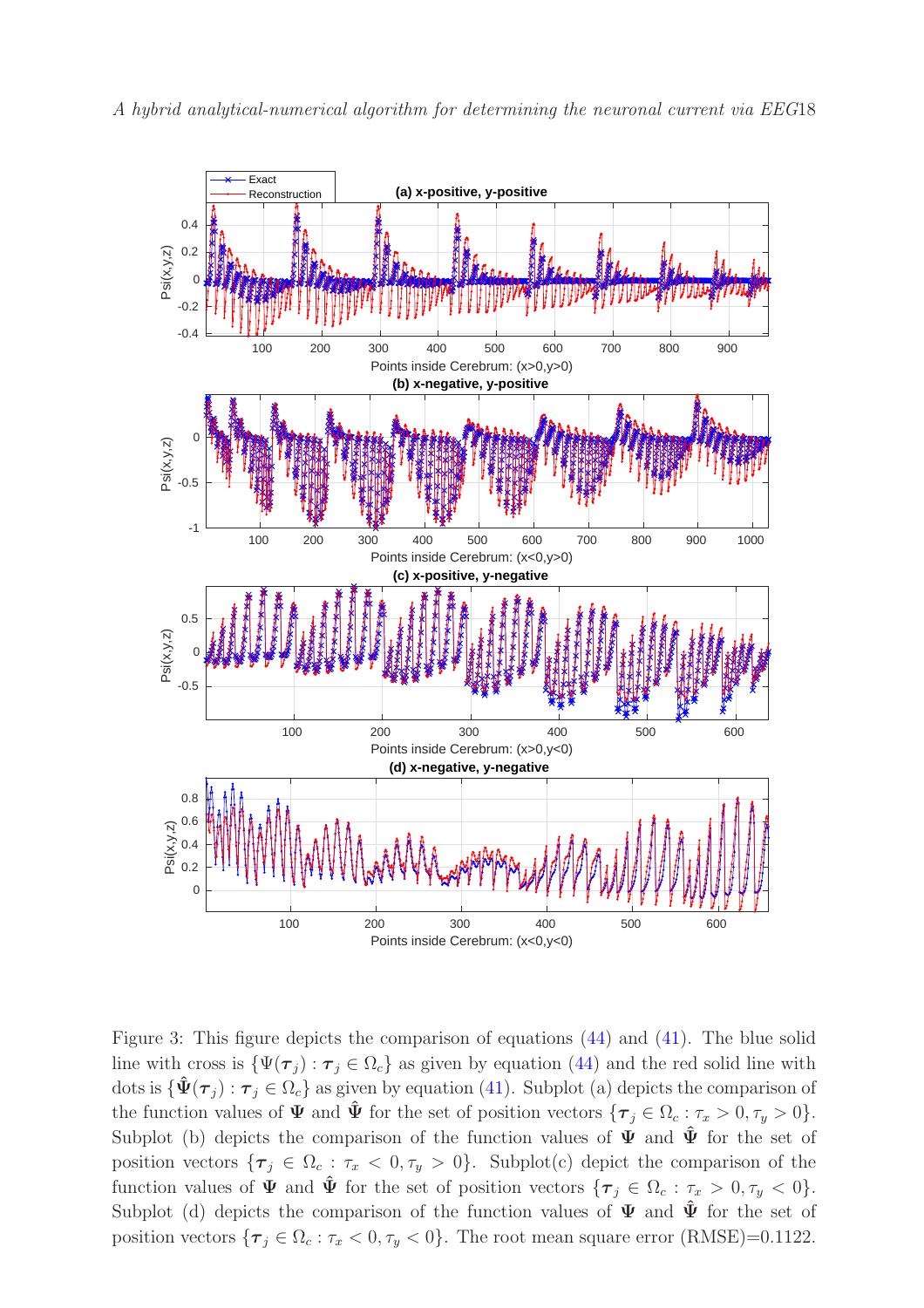Figure 3: This figure depicts the comparison of equations (44) and (41). The blue solid line with cross is $\{\Psi(\boldsymbol{\tau}_j) : \boldsymbol{\tau}_j \in \Omega_c\}$ as given by equation (44) and the red solid line with dots is $\{\hat{\boldsymbol{\Psi}}(\boldsymbol{\tau}_j) : \boldsymbol{\tau}_j \in \Omega_c\}$ as given by equation (41). Subplot (a) depicts the comparison of the function values of $\boldsymbol{\Psi}$ and $\hat{\boldsymbol{\Psi}}$ for the set of position vectors $\{\boldsymbol{\tau}_j \in \Omega_c : \tau_x > 0, \tau_y > 0\}$. Subplot (b) depicts the comparison of the function values of $\boldsymbol{\Psi}$ and $\hat{\boldsymbol{\Psi}}$ for the set of position vectors $\{\boldsymbol{\tau}_j \in \Omega_c : \tau_x < 0, \tau_y > 0\}$. Subplot(c) depict the comparison of the function values of $\boldsymbol{\Psi}$ and $\hat{\boldsymbol{\Psi}}$ for the set of position vectors $\{\boldsymbol{\tau}_j \in \Omega_c : \tau_x > 0, \tau_y < 0\}$. Subplot (d) depicts the comparison of the function values of $\boldsymbol{\Psi}$ and $\hat{\boldsymbol{\Psi}}$ for the set of position vectors $\{\boldsymbol{\tau}_j \in \Omega_c : \tau_x < 0, \tau_y < 0\}$. The root mean square error (RMSE)=0.1122.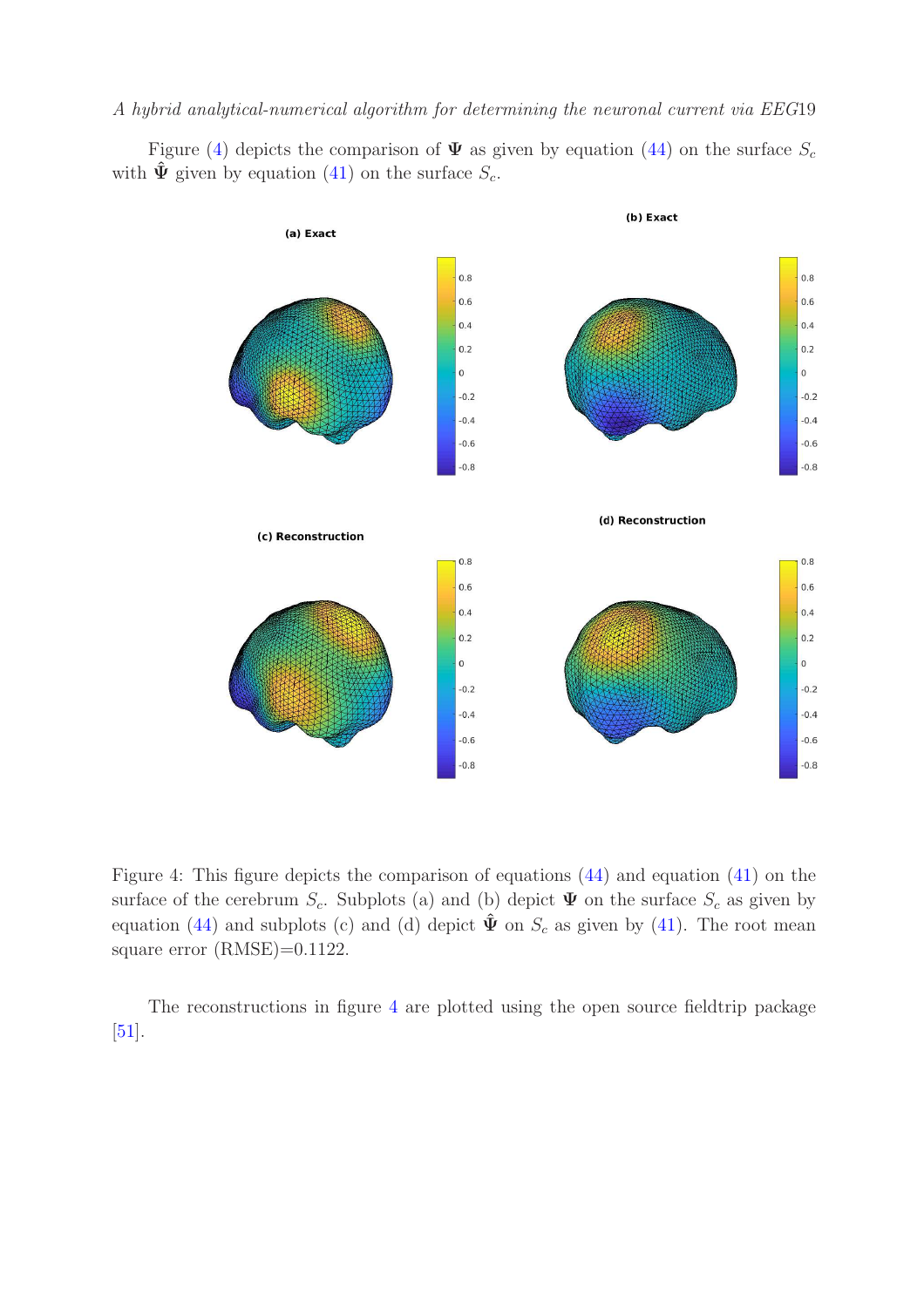Figure (4) depicts the comparison of $\mathbf{\Psi}$ as given by equation (44) on the surface $S_c$ with $\hat{\mathbf{\Psi}}$ given by equation (41) on the surface $S_c$.

Figure 4: This figure depicts the comparison of equations (44) and equation (41) on the surface of the cerebrum $S_c$. Subplots (a) and (b) depict $\mathbf{\Psi}$ on the surface $S_c$ as given by equation (44) and subplots (c) and (d) depict $\hat{\mathbf{\Psi}}$ on $S_c$ as given by (41). The root mean square error (RMSE)=0.1122.

The reconstructions in figure 4 are plotted using the open source fieldtrip package [51].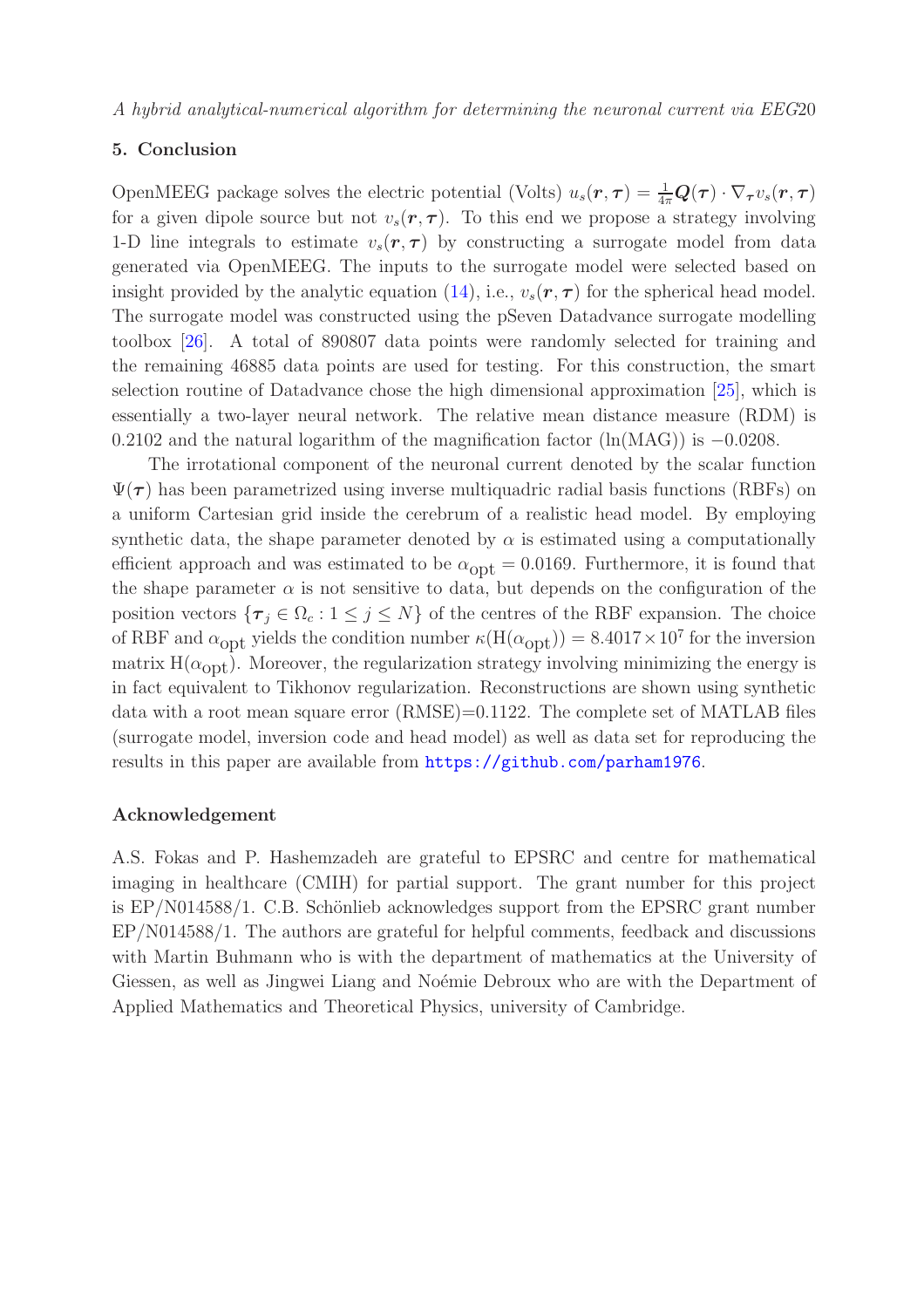## 5. Conclusion

OpenMEEG package solves the electric potential (Volts) $u_s(\boldsymbol{r},\boldsymbol{\tau}) = \frac{1}{4\pi}\boldsymbol{Q}(\boldsymbol{\tau}) \cdot \nabla_{\boldsymbol{\tau}} v_s(\boldsymbol{r},\boldsymbol{\tau})$ for a given dipole source but not $v_s(\boldsymbol{r},\boldsymbol{\tau})$. To this end we propose a strategy involving 1-D line integrals to estimate $v_s(\boldsymbol{r},\boldsymbol{\tau})$ by constructing a surrogate model from data generated via OpenMEEG. The inputs to the surrogate model were selected based on insight provided by the analytic equation (14), i.e., $v_s(\boldsymbol{r},\boldsymbol{\tau})$ for the spherical head model. The surrogate model was constructed using the pSeven Datadvance surrogate modelling toolbox [26]. A total of 890807 data points were randomly selected for training and the remaining 46885 data points are used for testing. For this construction, the smart selection routine of Datadvance chose the high dimensional approximation [25], which is essentially a two-layer neural network. The relative mean distance measure (RDM) is 0.2102 and the natural logarithm of the magnification factor (ln(MAG)) is $-0.0208$.

The irrotational component of the neuronal current denoted by the scalar function $\Psi(\boldsymbol{\tau})$ has been parametrized using inverse multiquadric radial basis functions (RBFs) on a uniform Cartesian grid inside the cerebrum of a realistic head model. By employing synthetic data, the shape parameter denoted by $\alpha$ is estimated using a computationally efficient approach and was estimated to be $\alpha_{\text{opt}} = 0.0169$. Furthermore, it is found that the shape parameter $\alpha$ is not sensitive to data, but depends on the configuration of the position vectors $\{\boldsymbol{\tau}_j \in \Omega_c : 1 \leq j \leq N\}$ of the centres of the RBF expansion. The choice of RBF and $\alpha_{\text{opt}}$ yields the condition number $\kappa(\mathrm{H}(\alpha_{\text{opt}})) = 8.4017 \times 10^7$ for the inversion matrix $\mathrm{H}(\alpha_{\text{opt}})$. Moreover, the regularization strategy involving minimizing the energy is in fact equivalent to Tikhonov regularization. Reconstructions are shown using synthetic data with a root mean square error (RMSE)=0.1122. The complete set of MATLAB files (surrogate model, inversion code and head model) as well as data set for reproducing the results in this paper are available from https://github.com/parham1976.

## Acknowledgement

A.S. Fokas and P. Hashemzadeh are grateful to EPSRC and centre for mathematical imaging in healthcare (CMIH) for partial support. The grant number for this project is EP/N014588/1. C.B. Schönlieb acknowledges support from the EPSRC grant number EP/N014588/1. The authors are grateful for helpful comments, feedback and discussions with Martin Buhmann who is with the department of mathematics at the University of Giessen, as well as Jingwei Liang and Noémie Debroux who are with the Department of Applied Mathematics and Theoretical Physics, university of Cambridge.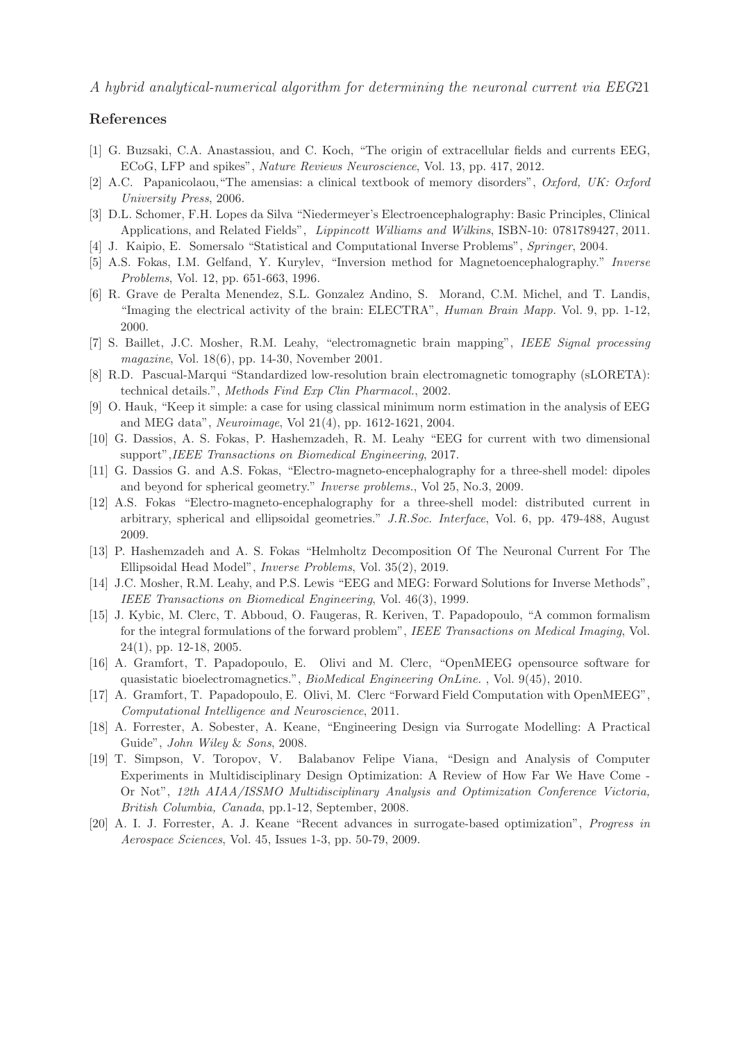## References

[1] G. Buzsaki, C.A. Anastassiou, and C. Koch, "The origin of extracellular fields and currents EEG, ECoG, LFP and spikes", *Nature Reviews Neuroscience*, Vol. 13, pp. 417, 2012.

[2] A.C. Papanicolaou,"The amensias: a clinical textbook of memory disorders", *Oxford, UK: Oxford University Press*, 2006.

[3] D.L. Schomer, F.H. Lopes da Silva "Niedermeyer's Electroencephalography: Basic Principles, Clinical Applications, and Related Fields", *Lippincott Williams and Wilkins*, ISBN-10: 0781789427, 2011.

[4] J. Kaipio, E. Somersalo "Statistical and Computational Inverse Problems", *Springer*, 2004.

[5] A.S. Fokas, I.M. Gelfand, Y. Kurylev, "Inversion method for Magnetoencephalography." *Inverse Problems*, Vol. 12, pp. 651-663, 1996.

[6] R. Grave de Peralta Menendez, S.L. Gonzalez Andino, S. Morand, C.M. Michel, and T. Landis, "Imaging the electrical activity of the brain: ELECTRA", *Human Brain Mapp.* Vol. 9, pp. 1-12, 2000.

[7] S. Baillet, J.C. Mosher, R.M. Leahy, "electromagnetic brain mapping", *IEEE Signal processing magazine*, Vol. 18(6), pp. 14-30, November 2001.

[8] R.D. Pascual-Marqui "Standardized low-resolution brain electromagnetic tomography (sLORETA): technical details.", *Methods Find Exp Clin Pharmacol.*, 2002.

[9] O. Hauk, "Keep it simple: a case for using classical minimum norm estimation in the analysis of EEG and MEG data", *Neuroimage*, Vol 21(4), pp. 1612-1621, 2004.

[10] G. Dassios, A. S. Fokas, P. Hashemzadeh, R. M. Leahy "EEG for current with two dimensional support",*IEEE Transactions on Biomedical Engineering*, 2017.

[11] G. Dassios G. and A.S. Fokas, "Electro-magneto-encephalography for a three-shell model: dipoles and beyond for spherical geometry." *Inverse problems.*, Vol 25, No.3, 2009.

[12] A.S. Fokas "Electro-magneto-encephalography for a three-shell model: distributed current in arbitrary, spherical and ellipsoidal geometries." *J.R.Soc. Interface*, Vol. 6, pp. 479-488, August 2009.

[13] P. Hashemzadeh and A. S. Fokas "Helmholtz Decomposition Of The Neuronal Current For The Ellipsoidal Head Model", *Inverse Problems*, Vol. 35(2), 2019.

[14] J.C. Mosher, R.M. Leahy, and P.S. Lewis "EEG and MEG: Forward Solutions for Inverse Methods", *IEEE Transactions on Biomedical Engineering*, Vol. 46(3), 1999.

[15] J. Kybic, M. Clerc, T. Abboud, O. Faugeras, R. Keriven, T. Papadopoulo, "A common formalism for the integral formulations of the forward problem", *IEEE Transactions on Medical Imaging*, Vol. 24(1), pp. 12-18, 2005.

[16] A. Gramfort, T. Papadopoulo, E. Olivi and M. Clerc, "OpenMEEG opensource software for quasistatic bioelectromagnetics.", *BioMedical Engineering OnLine.* , Vol. 9(45), 2010.

[17] A. Gramfort, T. Papadopoulo, E. Olivi, M. Clerc "Forward Field Computation with OpenMEEG", *Computational Intelligence and Neuroscience*, 2011.

[18] A. Forrester, A. Sobester, A. Keane, "Engineering Design via Surrogate Modelling: A Practical Guide", *John Wiley & Sons*, 2008.

[19] T. Simpson, V. Toropov, V. Balabanov Felipe Viana, "Design and Analysis of Computer Experiments in Multidisciplinary Design Optimization: A Review of How Far We Have Come - Or Not", *12th AIAA/ISSMO Multidisciplinary Analysis and Optimization Conference Victoria, British Columbia, Canada*, pp.1-12, September, 2008.

[20] A. I. J. Forrester, A. J. Keane "Recent advances in surrogate-based optimization", *Progress in Aerospace Sciences*, Vol. 45, Issues 1-3, pp. 50-79, 2009.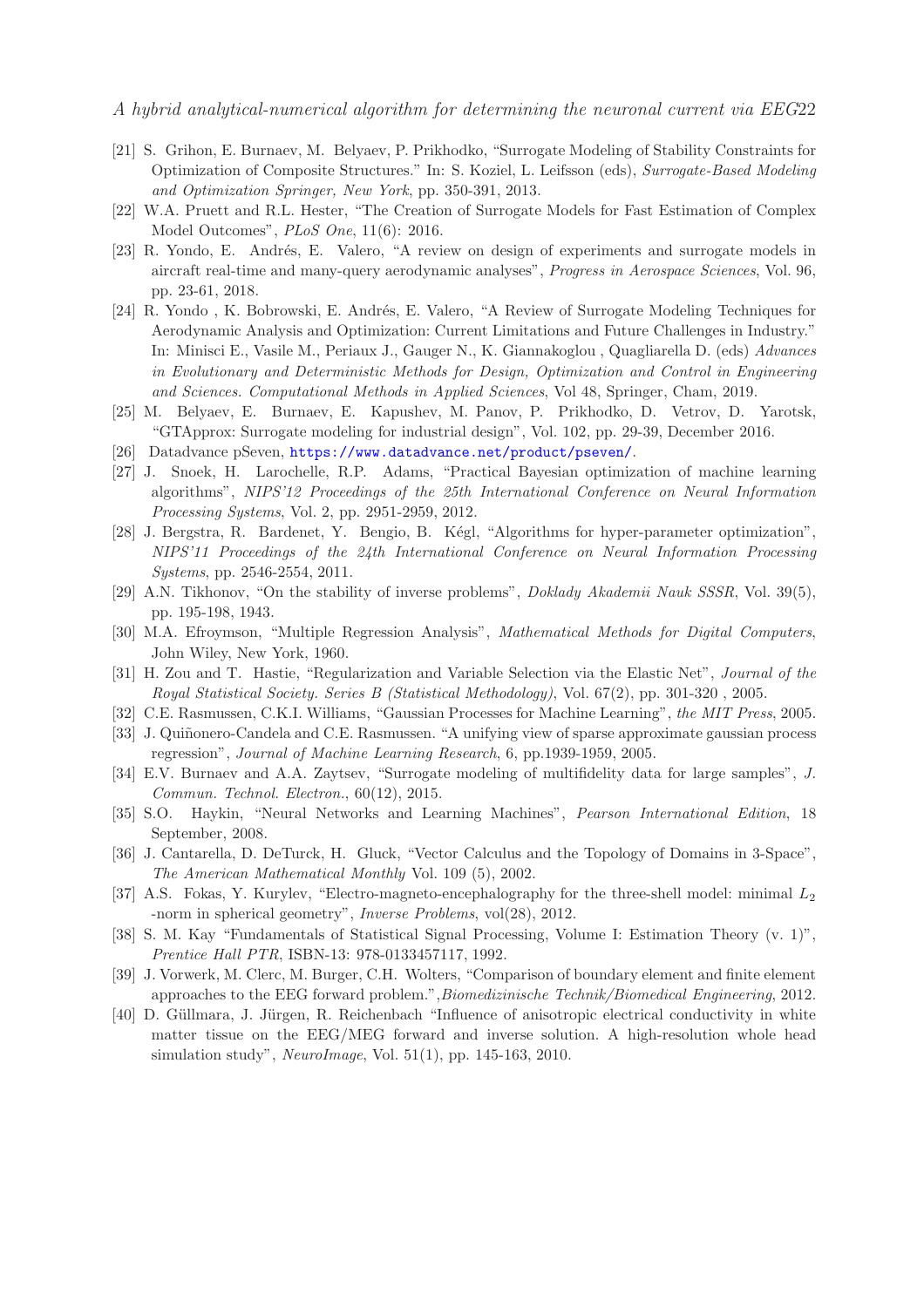[21] S. Grihon, E. Burnaev, M. Belyaev, P. Prikhodko, "Surrogate Modeling of Stability Constraints for Optimization of Composite Structures." In: S. Koziel, L. Leifsson (eds), *Surrogate-Based Modeling and Optimization Springer, New York*, pp. 350-391, 2013.

[22] W.A. Pruett and R.L. Hester, "The Creation of Surrogate Models for Fast Estimation of Complex Model Outcomes", *PLoS One*, 11(6): 2016.

[23] R. Yondo, E. Andrés, E. Valero, "A review on design of experiments and surrogate models in aircraft real-time and many-query aerodynamic analyses", *Progress in Aerospace Sciences*, Vol. 96, pp. 23-61, 2018.

[24] R. Yondo , K. Bobrowski, E. Andrés, E. Valero, "A Review of Surrogate Modeling Techniques for Aerodynamic Analysis and Optimization: Current Limitations and Future Challenges in Industry." In: Minisci E., Vasile M., Periaux J., Gauger N., K. Giannakoglou , Quagliarella D. (eds) *Advances in Evolutionary and Deterministic Methods for Design, Optimization and Control in Engineering and Sciences. Computational Methods in Applied Sciences*, Vol 48, Springer, Cham, 2019.

[25] M. Belyaev, E. Burnaev, E. Kapushev, M. Panov, P. Prikhodko, D. Vetrov, D. Yarotsk, "GTApprox: Surrogate modeling for industrial design", Vol. 102, pp. 29-39, December 2016.

[26] Datadvance pSeven, https://www.datadvance.net/product/pseven/.

[27] J. Snoek, H. Larochelle, R.P. Adams, "Practical Bayesian optimization of machine learning algorithms", *NIPS'12 Proceedings of the 25th International Conference on Neural Information Processing Systems*, Vol. 2, pp. 2951-2959, 2012.

[28] J. Bergstra, R. Bardenet, Y. Bengio, B. Kégl, "Algorithms for hyper-parameter optimization", *NIPS'11 Proceedings of the 24th International Conference on Neural Information Processing Systems*, pp. 2546-2554, 2011.

[29] A.N. Tikhonov, "On the stability of inverse problems", *Doklady Akademii Nauk SSSR*, Vol. 39(5), pp. 195-198, 1943.

[30] M.A. Efroymson, "Multiple Regression Analysis", *Mathematical Methods for Digital Computers*, John Wiley, New York, 1960.

[31] H. Zou and T. Hastie, "Regularization and Variable Selection via the Elastic Net", *Journal of the Royal Statistical Society. Series B (Statistical Methodology)*, Vol. 67(2), pp. 301-320 , 2005.

[32] C.E. Rasmussen, C.K.I. Williams, "Gaussian Processes for Machine Learning", *the MIT Press*, 2005.

[33] J. Quiñonero-Candela and C.E. Rasmussen. "A unifying view of sparse approximate gaussian process regression", *Journal of Machine Learning Research*, 6, pp.1939-1959, 2005.

[34] E.V. Burnaev and A.A. Zaytsev, "Surrogate modeling of multifidelity data for large samples", *J. Commun. Technol. Electron.*, 60(12), 2015.

[35] S.O. Haykin, "Neural Networks and Learning Machines", *Pearson International Edition*, 18 September, 2008.

[36] J. Cantarella, D. DeTurck, H. Gluck, "Vector Calculus and the Topology of Domains in 3-Space", *The American Mathematical Monthly* Vol. 109 (5), 2002.

[37] A.S. Fokas, Y. Kurylev, "Electro-magneto-encephalography for the three-shell model: minimal $L_2$ -norm in spherical geometry", *Inverse Problems*, vol(28), 2012.

[38] S. M. Kay "Fundamentals of Statistical Signal Processing, Volume I: Estimation Theory (v. 1)", *Prentice Hall PTR*, ISBN-13: 978-0133457117, 1992.

[39] J. Vorwerk, M. Clerc, M. Burger, C.H. Wolters, "Comparison of boundary element and finite element approaches to the EEG forward problem.",*Biomedizinische Technik/Biomedical Engineering*, 2012.

[40] D. Güllmara, J. Jürgen, R. Reichenbach "Influence of anisotropic electrical conductivity in white matter tissue on the EEG/MEG forward and inverse solution. A high-resolution whole head simulation study", *NeuroImage*, Vol. 51(1), pp. 145-163, 2010.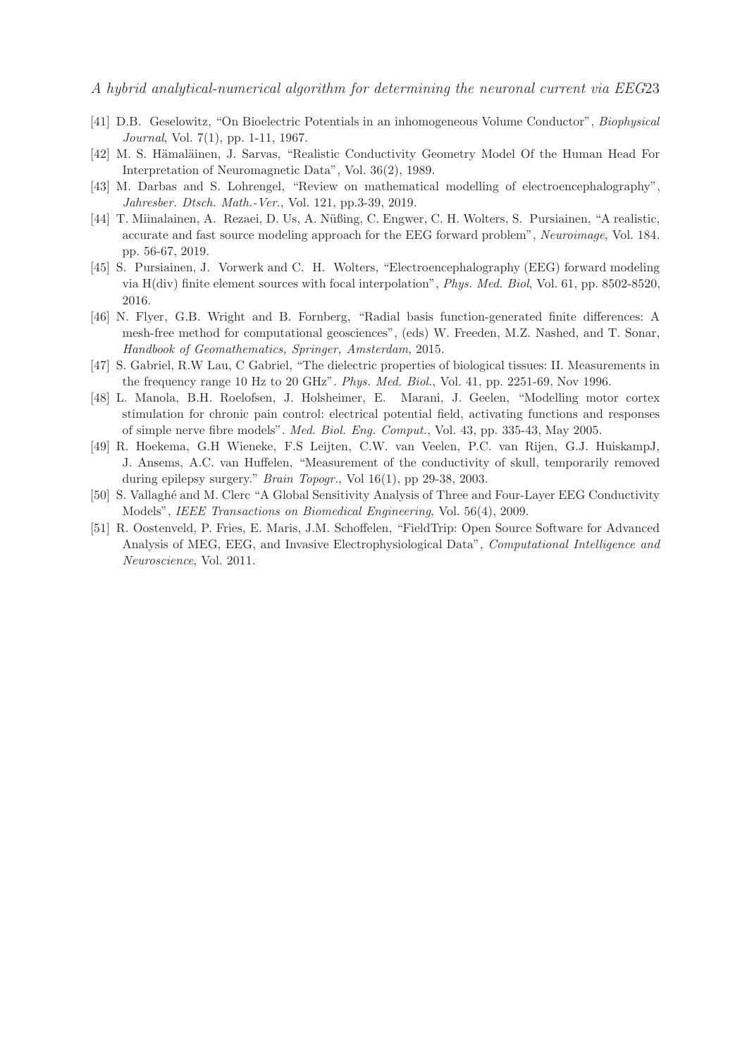[41] D.B. Geselowitz, "On Bioelectric Potentials in an inhomogeneous Volume Conductor", *Biophysical Journal*, Vol. 7(1), pp. 1-11, 1967.

[42] M. S. Hämaläinen, J. Sarvas, "Realistic Conductivity Geometry Model Of the Human Head For Interpretation of Neuromagnetic Data", Vol. 36(2), 1989.

[43] M. Darbas and S. Lohrengel, "Review on mathematical modelling of electroencephalography", *Jahresber. Dtsch. Math.-Ver.*, Vol. 121, pp.3-39, 2019.

[44] T. Miinalainen, A. Rezaei, D. Us, A. Nüßing, C. Engwer, C. H. Wolters, S. Pursiainen, "A realistic, accurate and fast source modeling approach for the EEG forward problem", *Neuroimage*, Vol. 184. pp. 56-67, 2019.

[45] S. Pursiainen, J. Vorwerk and C. H. Wolters, "Electroencephalography (EEG) forward modeling via H(div) finite element sources with focal interpolation", *Phys. Med. Biol*, Vol. 61, pp. 8502-8520, 2016.

[46] N. Flyer, G.B. Wright and B. Fornberg, "Radial basis function-generated finite differences: A mesh-free method for computational geosciences", (eds) W. Freeden, M.Z. Nashed, and T. Sonar, *Handbook of Geomathematics, Springer, Amsterdam*, 2015.

[47] S. Gabriel, R.W Lau, C Gabriel, "The dielectric properties of biological tissues: II. Measurements in the frequency range 10 Hz to 20 GHz". *Phys. Med. Biol.*, Vol. 41, pp. 2251-69, Nov 1996.

[48] L. Manola, B.H. Roelofsen, J. Holsheimer, E. Marani, J. Geelen, "Modelling motor cortex stimulation for chronic pain control: electrical potential field, activating functions and responses of simple nerve fibre models". *Med. Biol. Eng. Comput.*, Vol. 43, pp. 335-43, May 2005.

[49] R. Hoekema, G.H Wieneke, F.S Leijten, C.W. van Veelen, P.C. van Rijen, G.J. HuiskampJ, J. Ansems, A.C. van Huffelen, "Measurement of the conductivity of skull, temporarily removed during epilepsy surgery." *Brain Topogr.*, Vol 16(1), pp 29-38, 2003.

[50] S. Vallaghé and M. Clerc "A Global Sensitivity Analysis of Three and Four-Layer EEG Conductivity Models", *IEEE Transactions on Biomedical Engineering*, Vol. 56(4), 2009.

[51] R. Oostenveld, P. Fries, E. Maris, J.M. Schoffelen, "FieldTrip: Open Source Software for Advanced Analysis of MEG, EEG, and Invasive Electrophysiological Data", *Computational Intelligence and Neuroscience*, Vol. 2011.